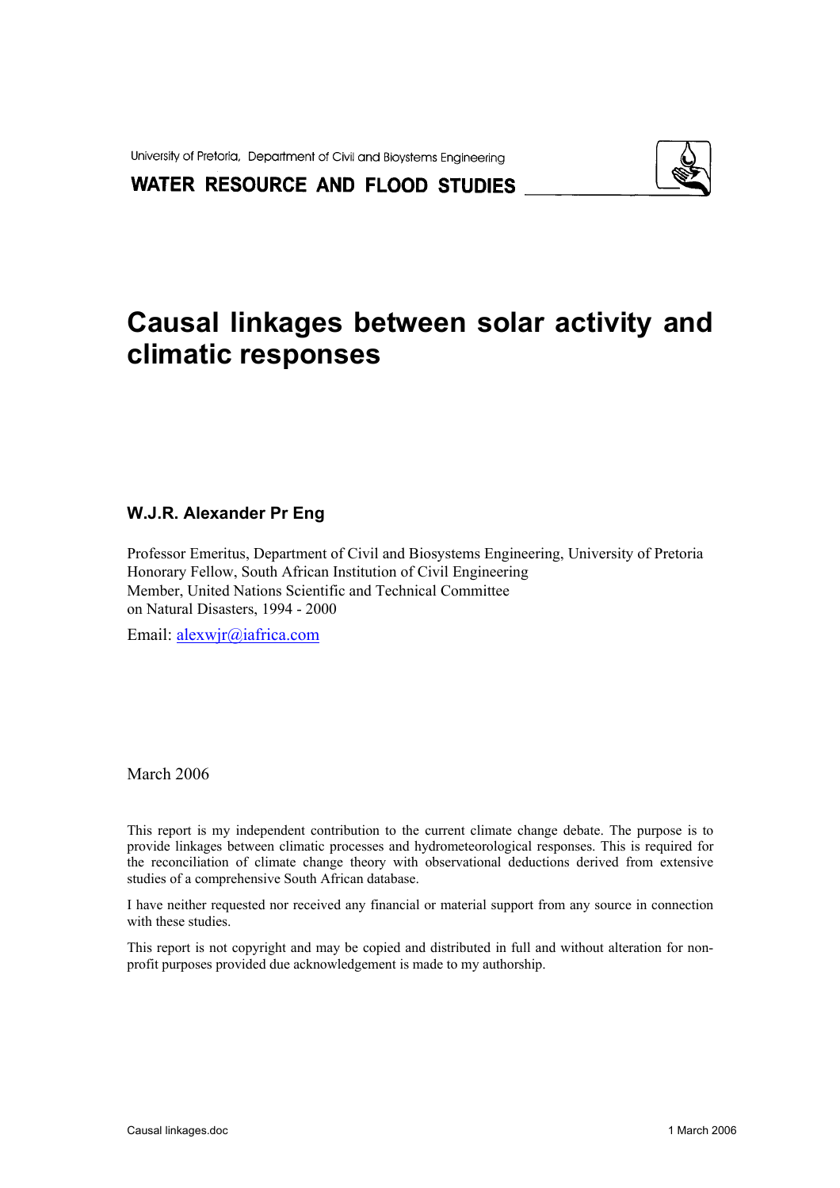University of Pretoria, Department of Civil and Biosystems Engineering

**WATER RESOURCE AND FLOOD STUDIES**

# Causal linkages between solar activity and climatic responses

**W.J.R. Alexander Pr Eng**

Professor Emeritus, Department of Civil and Biosystems Engineering, University of Pretoria
Honorary Fellow, South African Institution of Civil Engineering
Member, United Nations Scientific and Technical Committee
on Natural Disasters, 1994 - 2000

Email: alexwjr@iafrica.com

March 2006

This report is my independent contribution to the current climate change debate. The purpose is to provide linkages between climatic processes and hydrometeorological responses. This is required for the reconciliation of climate change theory with observational deductions derived from extensive studies of a comprehensive South African database.

I have neither requested nor received any financial or material support from any source in connection with these studies.

This report is not copyright and may be copied and distributed in full and without alteration for non-profit purposes provided due acknowledgement is made to my authorship.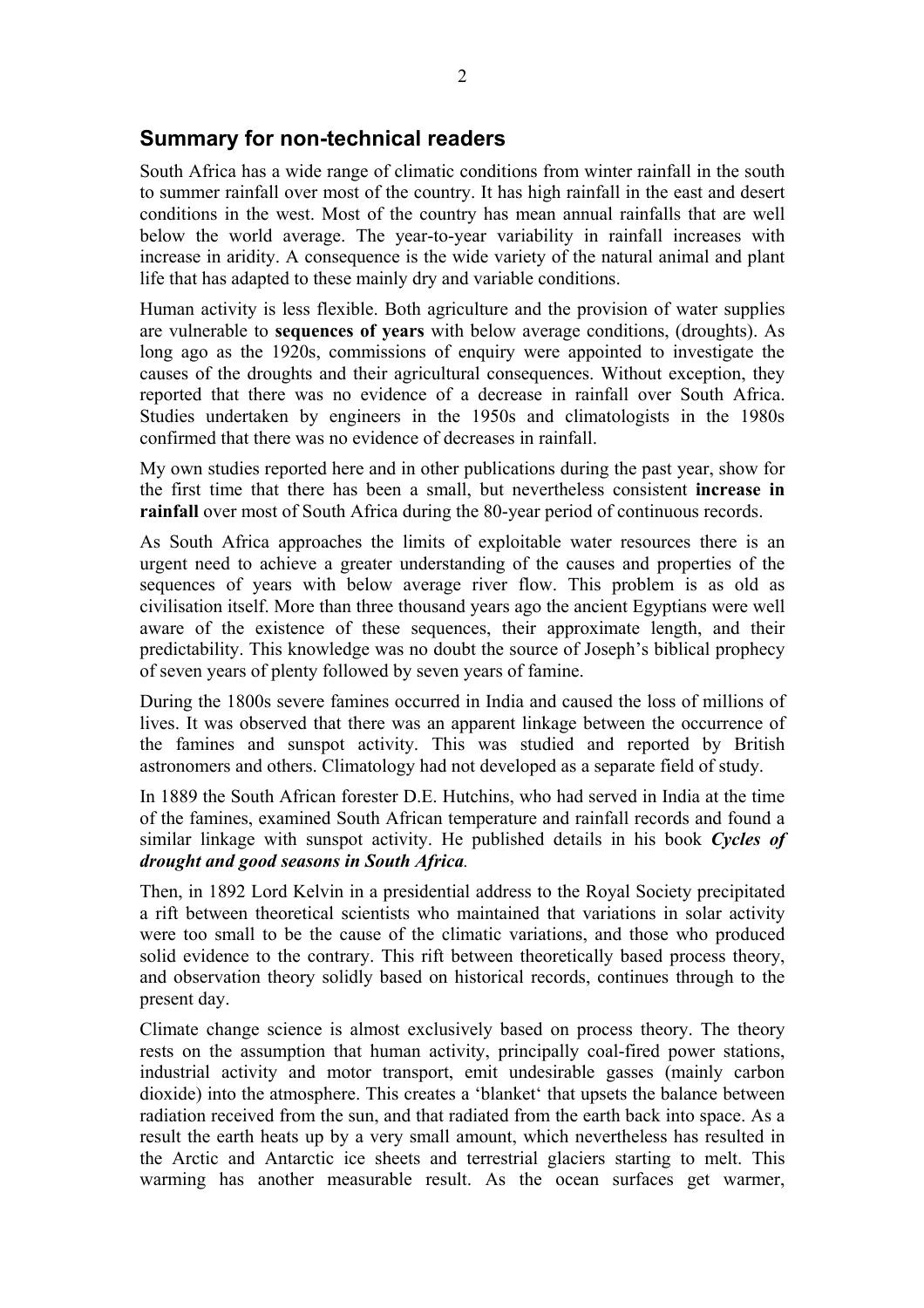## Summary for non-technical readers

South Africa has a wide range of climatic conditions from winter rainfall in the south to summer rainfall over most of the country. It has high rainfall in the east and desert conditions in the west. Most of the country has mean annual rainfalls that are well below the world average. The year-to-year variability in rainfall increases with increase in aridity. A consequence is the wide variety of the natural animal and plant life that has adapted to these mainly dry and variable conditions.

Human activity is less flexible. Both agriculture and the provision of water supplies are vulnerable to **sequences of years** with below average conditions, (droughts). As long ago as the 1920s, commissions of enquiry were appointed to investigate the causes of the droughts and their agricultural consequences. Without exception, they reported that there was no evidence of a decrease in rainfall over South Africa. Studies undertaken by engineers in the 1950s and climatologists in the 1980s confirmed that there was no evidence of decreases in rainfall.

My own studies reported here and in other publications during the past year, show for the first time that there has been a small, but nevertheless consistent **increase in rainfall** over most of South Africa during the 80-year period of continuous records.

As South Africa approaches the limits of exploitable water resources there is an urgent need to achieve a greater understanding of the causes and properties of the sequences of years with below average river flow. This problem is as old as civilisation itself. More than three thousand years ago the ancient Egyptians were well aware of the existence of these sequences, their approximate length, and their predictability. This knowledge was no doubt the source of Joseph's biblical prophecy of seven years of plenty followed by seven years of famine.

During the 1800s severe famines occurred in India and caused the loss of millions of lives. It was observed that there was an apparent linkage between the occurrence of the famines and sunspot activity. This was studied and reported by British astronomers and others. Climatology had not developed as a separate field of study.

In 1889 the South African forester D.E. Hutchins, who had served in India at the time of the famines, examined South African temperature and rainfall records and found a similar linkage with sunspot activity. He published details in his book ***Cycles of drought and good seasons in South Africa***.

Then, in 1892 Lord Kelvin in a presidential address to the Royal Society precipitated a rift between theoretical scientists who maintained that variations in solar activity were too small to be the cause of the climatic variations, and those who produced solid evidence to the contrary. This rift between theoretically based process theory, and observation theory solidly based on historical records, continues through to the present day.

Climate change science is almost exclusively based on process theory. The theory rests on the assumption that human activity, principally coal-fired power stations, industrial activity and motor transport, emit undesirable gasses (mainly carbon dioxide) into the atmosphere. This creates a 'blanket' that upsets the balance between radiation received from the sun, and that radiated from the earth back into space. As a result the earth heats up by a very small amount, which nevertheless has resulted in the Arctic and Antarctic ice sheets and terrestrial glaciers starting to melt. This warming has another measurable result. As the ocean surfaces get warmer,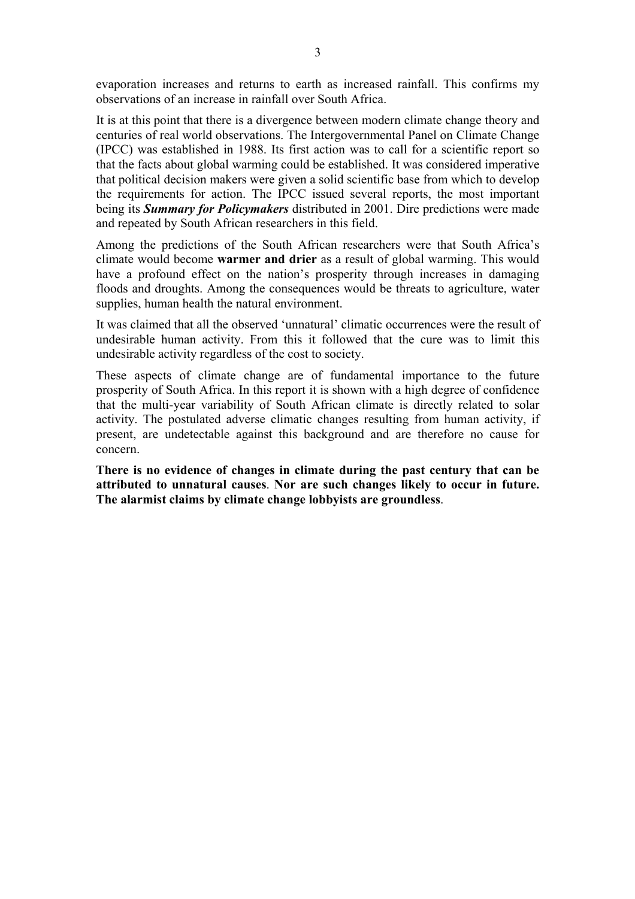evaporation increases and returns to earth as increased rainfall. This confirms my observations of an increase in rainfall over South Africa.

It is at this point that there is a divergence between modern climate change theory and centuries of real world observations. The Intergovernmental Panel on Climate Change (IPCC) was established in 1988. Its first action was to call for a scientific report so that the facts about global warming could be established. It was considered imperative that political decision makers were given a solid scientific base from which to develop the requirements for action. The IPCC issued several reports, the most important being its ***Summary for Policymakers*** distributed in 2001. Dire predictions were made and repeated by South African researchers in this field.

Among the predictions of the South African researchers were that South Africa's climate would become **warmer and drier** as a result of global warming. This would have a profound effect on the nation's prosperity through increases in damaging floods and droughts. Among the consequences would be threats to agriculture, water supplies, human health the natural environment.

It was claimed that all the observed 'unnatural' climatic occurrences were the result of undesirable human activity. From this it followed that the cure was to limit this undesirable activity regardless of the cost to society.

These aspects of climate change are of fundamental importance to the future prosperity of South Africa. In this report it is shown with a high degree of confidence that the multi-year variability of South African climate is directly related to solar activity. The postulated adverse climatic changes resulting from human activity, if present, are undetectable against this background and are therefore no cause for concern.

**There is no evidence of changes in climate during the past century that can be attributed to unnatural causes**. **Nor are such changes likely to occur in future. The alarmist claims by climate change lobbyists are groundless**.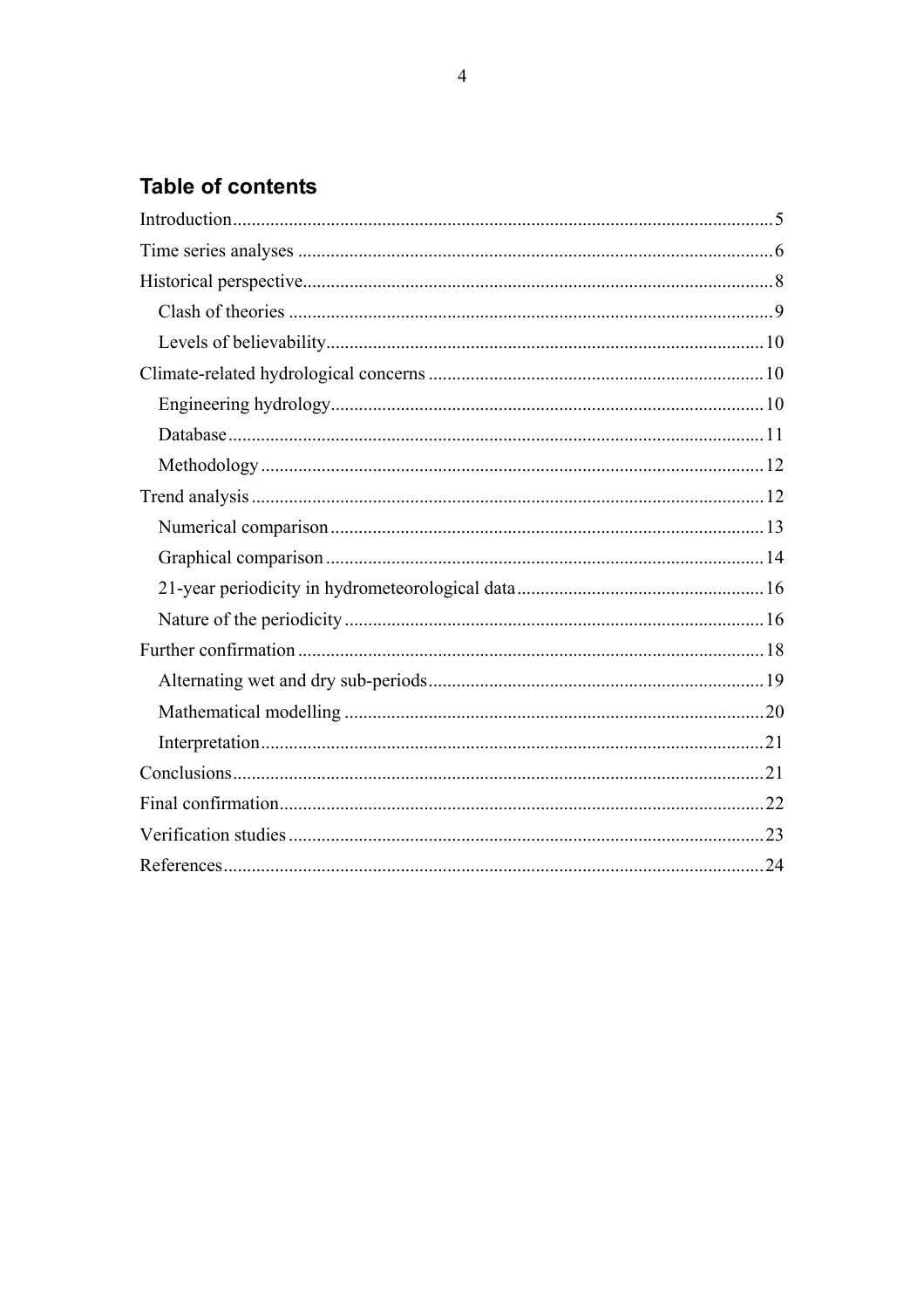## Table of contents

Introduction ........................................................................................................ 5
Time series analyses ........................................................................................... 6
Historical perspective.......................................................................................... 8
  Clash of theories .............................................................................................. 9
  Levels of believability...................................................................................... 10
Climate-related hydrological concerns ............................................................. 10
  Engineering hydrology..................................................................................... 10
  Database .......................................................................................................... 11
  Methodology .................................................................................................... 12
Trend analysis ................................................................................................... 12
  Numerical comparison ..................................................................................... 13
  Graphical comparison ...................................................................................... 14
  21-year periodicity in hydrometeorological data ............................................. 16
  Nature of the periodicity .................................................................................. 16
Further confirmation ......................................................................................... 18
  Alternating wet and dry sub-periods................................................................ 19
  Mathematical modelling .................................................................................. 20
  Interpretation.................................................................................................... 21
Conclusions ....................................................................................................... 21
Final confirmation............................................................................................. 22
Verification studies ........................................................................................... 23
References ......................................................................................................... 24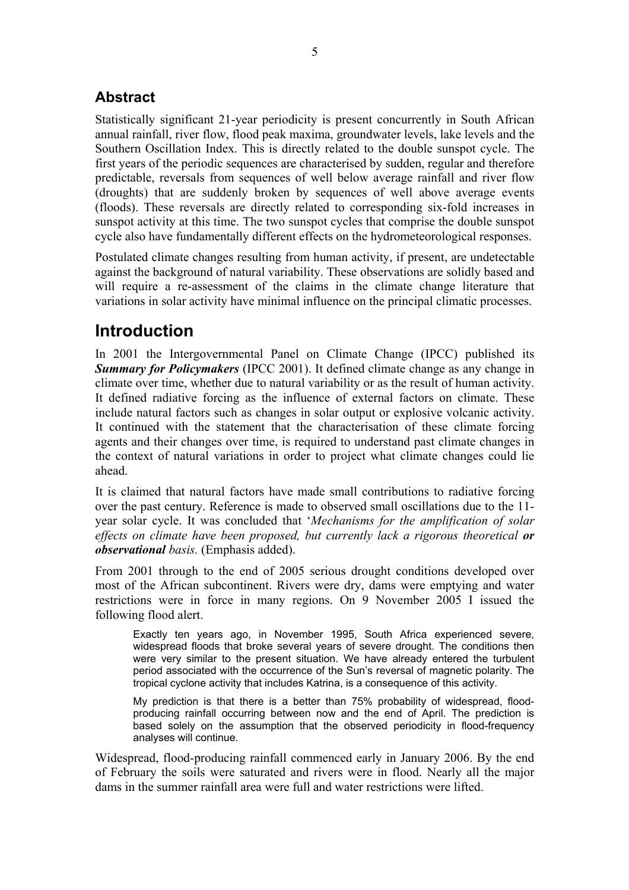## Abstract

Statistically significant 21-year periodicity is present concurrently in South African annual rainfall, river flow, flood peak maxima, groundwater levels, lake levels and the Southern Oscillation Index. This is directly related to the double sunspot cycle. The first years of the periodic sequences are characterised by sudden, regular and therefore predictable, reversals from sequences of well below average rainfall and river flow (droughts) that are suddenly broken by sequences of well above average events (floods). These reversals are directly related to corresponding six-fold increases in sunspot activity at this time. The two sunspot cycles that comprise the double sunspot cycle also have fundamentally different effects on the hydrometeorological responses.

Postulated climate changes resulting from human activity, if present, are undetectable against the background of natural variability. These observations are solidly based and will require a re-assessment of the claims in the climate change literature that variations in solar activity have minimal influence on the principal climatic processes.

# Introduction

In 2001 the Intergovernmental Panel on Climate Change (IPCC) published its ***Summary for Policymakers*** (IPCC 2001). It defined climate change as any change in climate over time, whether due to natural variability or as the result of human activity. It defined radiative forcing as the influence of external factors on climate. These include natural factors such as changes in solar output or explosive volcanic activity. It continued with the statement that the characterisation of these climate forcing agents and their changes over time, is required to understand past climate changes in the context of natural variations in order to project what climate changes could lie ahead.

It is claimed that natural factors have made small contributions to radiative forcing over the past century. Reference is made to observed small oscillations due to the 11-year solar cycle. It was concluded that '*Mechanisms for the amplification of solar effects on climate have been proposed, but currently lack a rigorous theoretical **or observational** basis.* (Emphasis added).

From 2001 through to the end of 2005 serious drought conditions developed over most of the African subcontinent. Rivers were dry, dams were emptying and water restrictions were in force in many regions. On 9 November 2005 I issued the following flood alert.

> Exactly ten years ago, in November 1995, South Africa experienced severe, widespread floods that broke several years of severe drought. The conditions then were very similar to the present situation. We have already entered the turbulent period associated with the occurrence of the Sun's reversal of magnetic polarity. The tropical cyclone activity that includes Katrina, is a consequence of this activity.
>
> My prediction is that there is a better than 75% probability of widespread, flood-producing rainfall occurring between now and the end of April. The prediction is based solely on the assumption that the observed periodicity in flood-frequency analyses will continue.

Widespread, flood-producing rainfall commenced early in January 2006. By the end of February the soils were saturated and rivers were in flood. Nearly all the major dams in the summer rainfall area were full and water restrictions were lifted.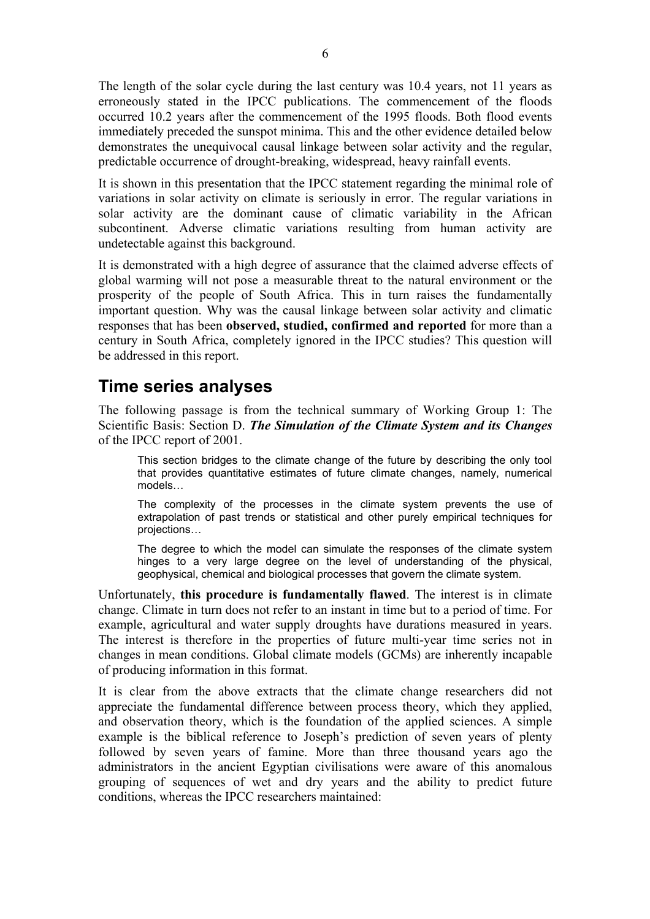The length of the solar cycle during the last century was 10.4 years, not 11 years as erroneously stated in the IPCC publications. The commencement of the floods occurred 10.2 years after the commencement of the 1995 floods. Both flood events immediately preceded the sunspot minima. This and the other evidence detailed below demonstrates the unequivocal causal linkage between solar activity and the regular, predictable occurrence of drought-breaking, widespread, heavy rainfall events.

It is shown in this presentation that the IPCC statement regarding the minimal role of variations in solar activity on climate is seriously in error. The regular variations in solar activity are the dominant cause of climatic variability in the African subcontinent. Adverse climatic variations resulting from human activity are undetectable against this background.

It is demonstrated with a high degree of assurance that the claimed adverse effects of global warming will not pose a measurable threat to the natural environment or the prosperity of the people of South Africa. This in turn raises the fundamentally important question. Why was the causal linkage between solar activity and climatic responses that has been **observed, studied, confirmed and reported** for more than a century in South Africa, completely ignored in the IPCC studies? This question will be addressed in this report.

## Time series analyses

The following passage is from the technical summary of Working Group 1: The Scientific Basis: Section D. ***The Simulation of the Climate System and its Changes*** of the IPCC report of 2001.

> This section bridges to the climate change of the future by describing the only tool that provides quantitative estimates of future climate changes, namely, numerical models…
>
> The complexity of the processes in the climate system prevents the use of extrapolation of past trends or statistical and other purely empirical techniques for projections…
>
> The degree to which the model can simulate the responses of the climate system hinges to a very large degree on the level of understanding of the physical, geophysical, chemical and biological processes that govern the climate system.

Unfortunately, **this procedure is fundamentally flawed**. The interest is in climate change. Climate in turn does not refer to an instant in time but to a period of time. For example, agricultural and water supply droughts have durations measured in years. The interest is therefore in the properties of future multi-year time series not in changes in mean conditions. Global climate models (GCMs) are inherently incapable of producing information in this format.

It is clear from the above extracts that the climate change researchers did not appreciate the fundamental difference between process theory, which they applied, and observation theory, which is the foundation of the applied sciences. A simple example is the biblical reference to Joseph's prediction of seven years of plenty followed by seven years of famine. More than three thousand years ago the administrators in the ancient Egyptian civilisations were aware of this anomalous grouping of sequences of wet and dry years and the ability to predict future conditions, whereas the IPCC researchers maintained: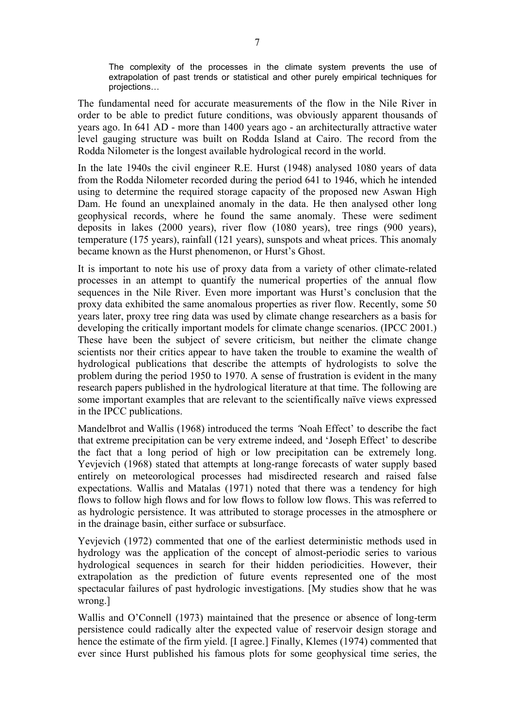> The complexity of the processes in the climate system prevents the use of extrapolation of past trends or statistical and other purely empirical techniques for projections…

The fundamental need for accurate measurements of the flow in the Nile River in order to be able to predict future conditions, was obviously apparent thousands of years ago. In 641 AD - more than 1400 years ago - an architecturally attractive water level gauging structure was built on Rodda Island at Cairo. The record from the Rodda Nilometer is the longest available hydrological record in the world.

In the late 1940s the civil engineer R.E. Hurst (1948) analysed 1080 years of data from the Rodda Nilometer recorded during the period 641 to 1946, which he intended using to determine the required storage capacity of the proposed new Aswan High Dam. He found an unexplained anomaly in the data. He then analysed other long geophysical records, where he found the same anomaly. These were sediment deposits in lakes (2000 years), river flow (1080 years), tree rings (900 years), temperature (175 years), rainfall (121 years), sunspots and wheat prices. This anomaly became known as the Hurst phenomenon, or Hurst's Ghost.

It is important to note his use of proxy data from a variety of other climate-related processes in an attempt to quantify the numerical properties of the annual flow sequences in the Nile River. Even more important was Hurst's conclusion that the proxy data exhibited the same anomalous properties as river flow. Recently, some 50 years later, proxy tree ring data was used by climate change researchers as a basis for developing the critically important models for climate change scenarios. (IPCC 2001.) These have been the subject of severe criticism, but neither the climate change scientists nor their critics appear to have taken the trouble to examine the wealth of hydrological publications that describe the attempts of hydrologists to solve the problem during the period 1950 to 1970. A sense of frustration is evident in the many research papers published in the hydrological literature at that time. The following are some important examples that are relevant to the scientifically naïve views expressed in the IPCC publications.

Mandelbrot and Wallis (1968) introduced the terms 'Noah Effect' to describe the fact that extreme precipitation can be very extreme indeed, and 'Joseph Effect' to describe the fact that a long period of high or low precipitation can be extremely long. Yevjevich (1968) stated that attempts at long-range forecasts of water supply based entirely on meteorological processes had misdirected research and raised false expectations. Wallis and Matalas (1971) noted that there was a tendency for high flows to follow high flows and for low flows to follow low flows. This was referred to as hydrologic persistence. It was attributed to storage processes in the atmosphere or in the drainage basin, either surface or subsurface.

Yevjevich (1972) commented that one of the earliest deterministic methods used in hydrology was the application of the concept of almost-periodic series to various hydrological sequences in search for their hidden periodicities. However, their extrapolation as the prediction of future events represented one of the most spectacular failures of past hydrologic investigations. [My studies show that he was wrong.]

Wallis and O'Connell (1973) maintained that the presence or absence of long-term persistence could radically alter the expected value of reservoir design storage and hence the estimate of the firm yield. [I agree.] Finally, Klemes (1974) commented that ever since Hurst published his famous plots for some geophysical time series, the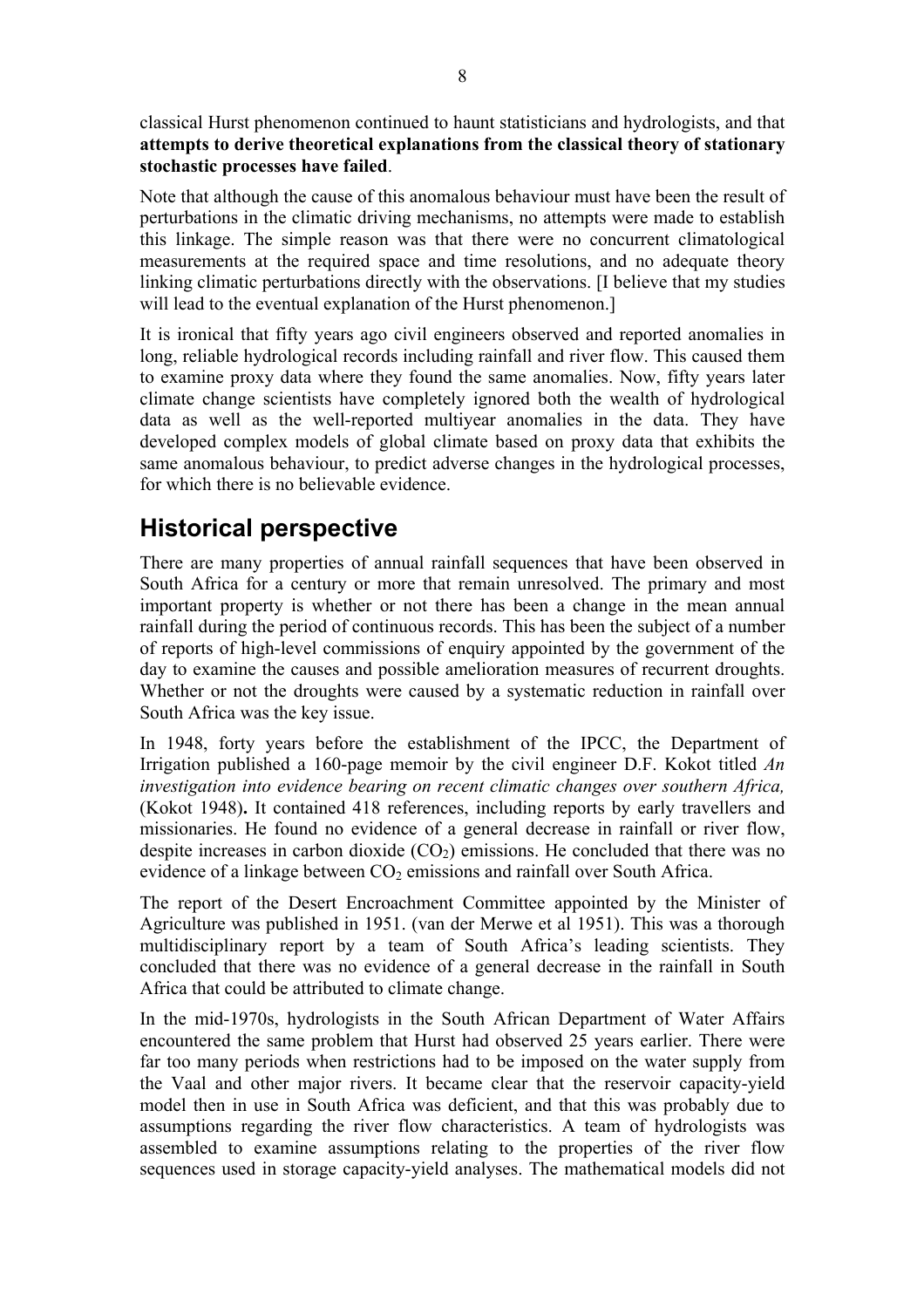classical Hurst phenomenon continued to haunt statisticians and hydrologists, and that **attempts to derive theoretical explanations from the classical theory of stationary stochastic processes have failed**.

Note that although the cause of this anomalous behaviour must have been the result of perturbations in the climatic driving mechanisms, no attempts were made to establish this linkage. The simple reason was that there were no concurrent climatological measurements at the required space and time resolutions, and no adequate theory linking climatic perturbations directly with the observations. [I believe that my studies will lead to the eventual explanation of the Hurst phenomenon.]

It is ironical that fifty years ago civil engineers observed and reported anomalies in long, reliable hydrological records including rainfall and river flow. This caused them to examine proxy data where they found the same anomalies. Now, fifty years later climate change scientists have completely ignored both the wealth of hydrological data as well as the well-reported multiyear anomalies in the data. They have developed complex models of global climate based on proxy data that exhibits the same anomalous behaviour, to predict adverse changes in the hydrological processes, for which there is no believable evidence.

## Historical perspective

There are many properties of annual rainfall sequences that have been observed in South Africa for a century or more that remain unresolved. The primary and most important property is whether or not there has been a change in the mean annual rainfall during the period of continuous records. This has been the subject of a number of reports of high-level commissions of enquiry appointed by the government of the day to examine the causes and possible amelioration measures of recurrent droughts. Whether or not the droughts were caused by a systematic reduction in rainfall over South Africa was the key issue.

In 1948, forty years before the establishment of the IPCC, the Department of Irrigation published a 160-page memoir by the civil engineer D.F. Kokot titled *An investigation into evidence bearing on recent climatic changes over southern Africa,* (Kokot 1948)**.** It contained 418 references, including reports by early travellers and missionaries. He found no evidence of a general decrease in rainfall or river flow, despite increases in carbon dioxide ($CO_2$) emissions. He concluded that there was no evidence of a linkage between $CO_2$ emissions and rainfall over South Africa.

The report of the Desert Encroachment Committee appointed by the Minister of Agriculture was published in 1951. (van der Merwe et al 1951). This was a thorough multidisciplinary report by a team of South Africa's leading scientists. They concluded that there was no evidence of a general decrease in the rainfall in South Africa that could be attributed to climate change.

In the mid-1970s, hydrologists in the South African Department of Water Affairs encountered the same problem that Hurst had observed 25 years earlier. There were far too many periods when restrictions had to be imposed on the water supply from the Vaal and other major rivers. It became clear that the reservoir capacity-yield model then in use in South Africa was deficient, and that this was probably due to assumptions regarding the river flow characteristics. A team of hydrologists was assembled to examine assumptions relating to the properties of the river flow sequences used in storage capacity-yield analyses. The mathematical models did not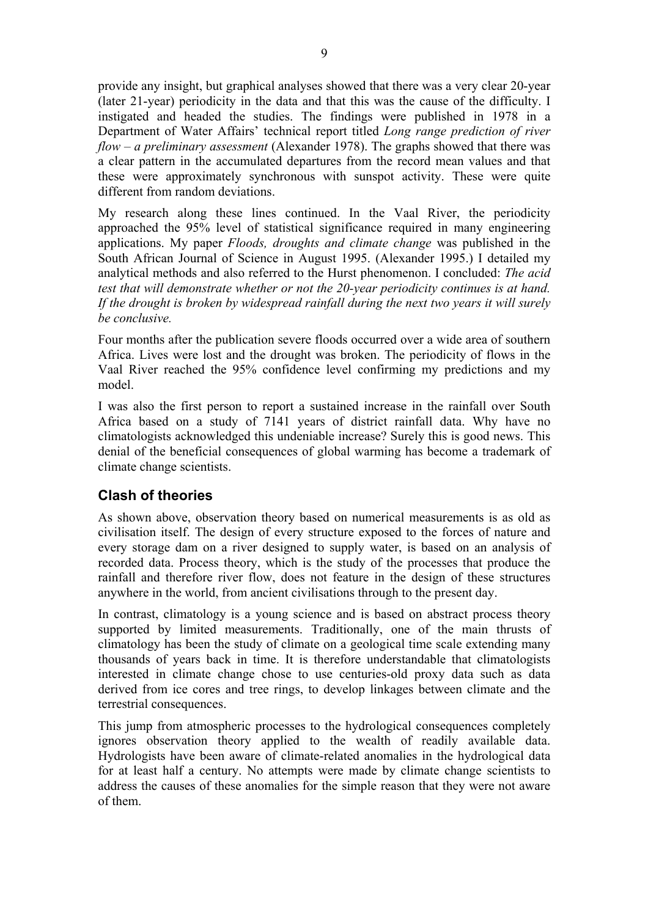provide any insight, but graphical analyses showed that there was a very clear 20-year (later 21-year) periodicity in the data and that this was the cause of the difficulty. I instigated and headed the studies. The findings were published in 1978 in a Department of Water Affairs' technical report titled *Long range prediction of river flow – a preliminary assessment* (Alexander 1978). The graphs showed that there was a clear pattern in the accumulated departures from the record mean values and that these were approximately synchronous with sunspot activity. These were quite different from random deviations.

My research along these lines continued. In the Vaal River, the periodicity approached the 95% level of statistical significance required in many engineering applications. My paper *Floods, droughts and climate change* was published in the South African Journal of Science in August 1995. (Alexander 1995.) I detailed my analytical methods and also referred to the Hurst phenomenon. I concluded: *The acid test that will demonstrate whether or not the 20-year periodicity continues is at hand. If the drought is broken by widespread rainfall during the next two years it will surely be conclusive.*

Four months after the publication severe floods occurred over a wide area of southern Africa. Lives were lost and the drought was broken. The periodicity of flows in the Vaal River reached the 95% confidence level confirming my predictions and my model.

I was also the first person to report a sustained increase in the rainfall over South Africa based on a study of 7141 years of district rainfall data. Why have no climatologists acknowledged this undeniable increase? Surely this is good news. This denial of the beneficial consequences of global warming has become a trademark of climate change scientists.

## Clash of theories

As shown above, observation theory based on numerical measurements is as old as civilisation itself. The design of every structure exposed to the forces of nature and every storage dam on a river designed to supply water, is based on an analysis of recorded data. Process theory, which is the study of the processes that produce the rainfall and therefore river flow, does not feature in the design of these structures anywhere in the world, from ancient civilisations through to the present day.

In contrast, climatology is a young science and is based on abstract process theory supported by limited measurements. Traditionally, one of the main thrusts of climatology has been the study of climate on a geological time scale extending many thousands of years back in time. It is therefore understandable that climatologists interested in climate change chose to use centuries-old proxy data such as data derived from ice cores and tree rings, to develop linkages between climate and the terrestrial consequences.

This jump from atmospheric processes to the hydrological consequences completely ignores observation theory applied to the wealth of readily available data. Hydrologists have been aware of climate-related anomalies in the hydrological data for at least half a century. No attempts were made by climate change scientists to address the causes of these anomalies for the simple reason that they were not aware of them.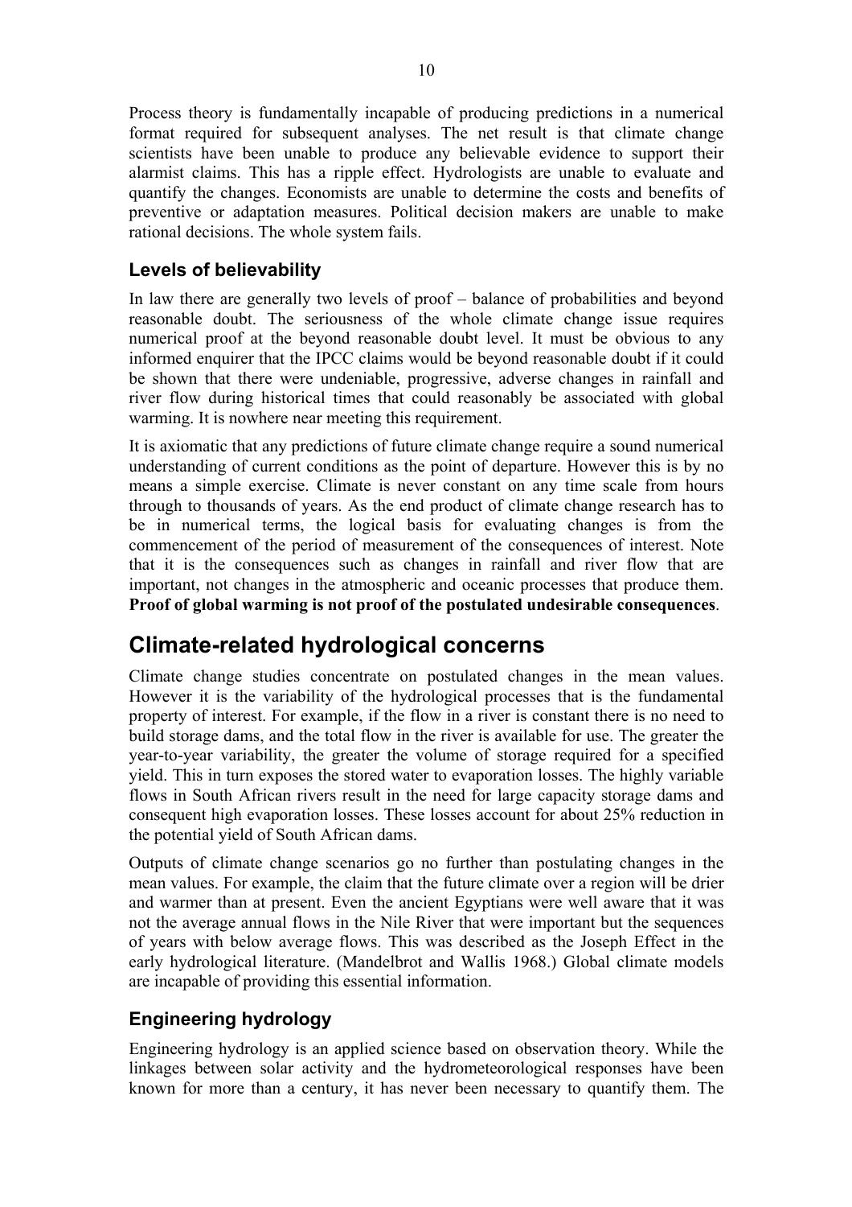Process theory is fundamentally incapable of producing predictions in a numerical format required for subsequent analyses. The net result is that climate change scientists have been unable to produce any believable evidence to support their alarmist claims. This has a ripple effect. Hydrologists are unable to evaluate and quantify the changes. Economists are unable to determine the costs and benefits of preventive or adaptation measures. Political decision makers are unable to make rational decisions. The whole system fails.

### Levels of believability

In law there are generally two levels of proof – balance of probabilities and beyond reasonable doubt. The seriousness of the whole climate change issue requires numerical proof at the beyond reasonable doubt level. It must be obvious to any informed enquirer that the IPCC claims would be beyond reasonable doubt if it could be shown that there were undeniable, progressive, adverse changes in rainfall and river flow during historical times that could reasonably be associated with global warming. It is nowhere near meeting this requirement.

It is axiomatic that any predictions of future climate change require a sound numerical understanding of current conditions as the point of departure. However this is by no means a simple exercise. Climate is never constant on any time scale from hours through to thousands of years. As the end product of climate change research has to be in numerical terms, the logical basis for evaluating changes is from the commencement of the period of measurement of the consequences of interest. Note that it is the consequences such as changes in rainfall and river flow that are important, not changes in the atmospheric and oceanic processes that produce them. **Proof of global warming is not proof of the postulated undesirable consequences**.

## Climate-related hydrological concerns

Climate change studies concentrate on postulated changes in the mean values. However it is the variability of the hydrological processes that is the fundamental property of interest. For example, if the flow in a river is constant there is no need to build storage dams, and the total flow in the river is available for use. The greater the year-to-year variability, the greater the volume of storage required for a specified yield. This in turn exposes the stored water to evaporation losses. The highly variable flows in South African rivers result in the need for large capacity storage dams and consequent high evaporation losses. These losses account for about 25% reduction in the potential yield of South African dams.

Outputs of climate change scenarios go no further than postulating changes in the mean values. For example, the claim that the future climate over a region will be drier and warmer than at present. Even the ancient Egyptians were well aware that it was not the average annual flows in the Nile River that were important but the sequences of years with below average flows. This was described as the Joseph Effect in the early hydrological literature. (Mandelbrot and Wallis 1968.) Global climate models are incapable of providing this essential information.

### Engineering hydrology

Engineering hydrology is an applied science based on observation theory. While the linkages between solar activity and the hydrometeorological responses have been known for more than a century, it has never been necessary to quantify them. The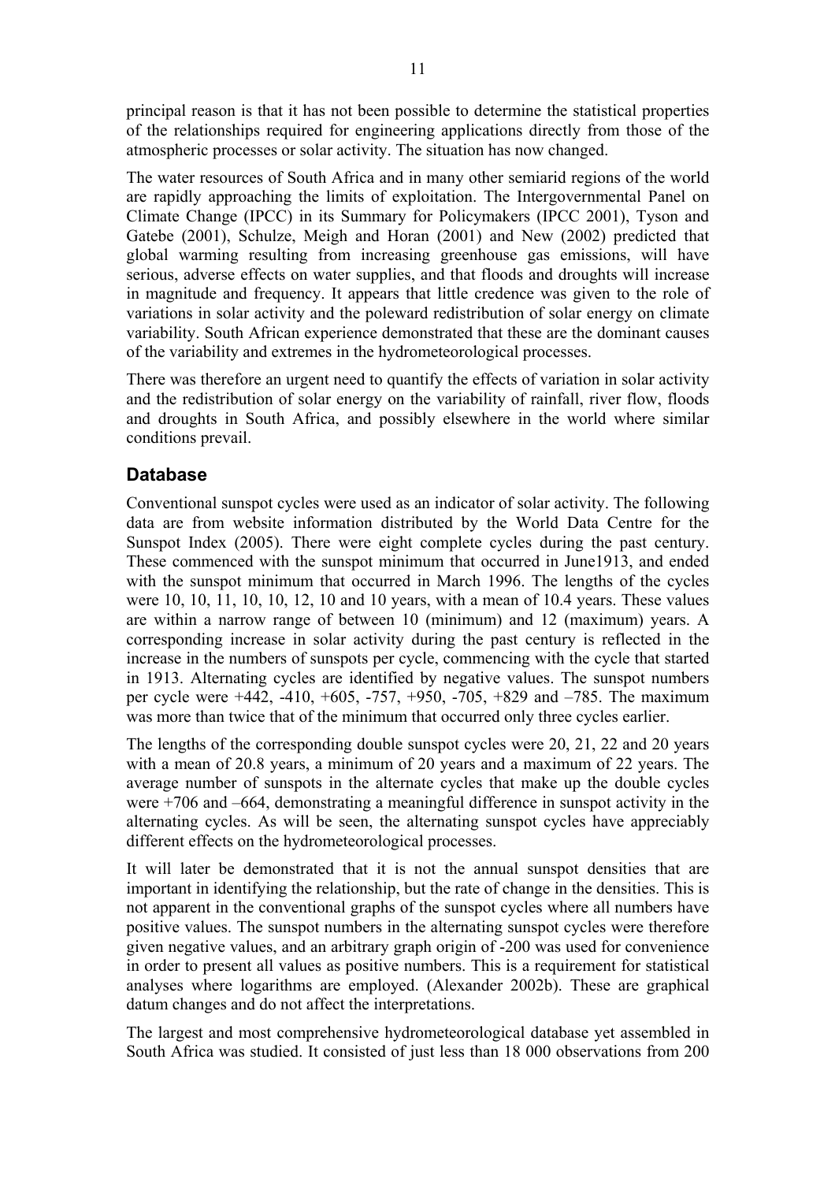principal reason is that it has not been possible to determine the statistical properties of the relationships required for engineering applications directly from those of the atmospheric processes or solar activity. The situation has now changed.

The water resources of South Africa and in many other semiarid regions of the world are rapidly approaching the limits of exploitation. The Intergovernmental Panel on Climate Change (IPCC) in its Summary for Policymakers (IPCC 2001), Tyson and Gatebe (2001), Schulze, Meigh and Horan (2001) and New (2002) predicted that global warming resulting from increasing greenhouse gas emissions, will have serious, adverse effects on water supplies, and that floods and droughts will increase in magnitude and frequency. It appears that little credence was given to the role of variations in solar activity and the poleward redistribution of solar energy on climate variability. South African experience demonstrated that these are the dominant causes of the variability and extremes in the hydrometeorological processes.

There was therefore an urgent need to quantify the effects of variation in solar activity and the redistribution of solar energy on the variability of rainfall, river flow, floods and droughts in South Africa, and possibly elsewhere in the world where similar conditions prevail.

## Database

Conventional sunspot cycles were used as an indicator of solar activity. The following data are from website information distributed by the World Data Centre for the Sunspot Index (2005). There were eight complete cycles during the past century. These commenced with the sunspot minimum that occurred in June1913, and ended with the sunspot minimum that occurred in March 1996. The lengths of the cycles were 10, 10, 11, 10, 10, 12, 10 and 10 years, with a mean of 10.4 years. These values are within a narrow range of between 10 (minimum) and 12 (maximum) years. A corresponding increase in solar activity during the past century is reflected in the increase in the numbers of sunspots per cycle, commencing with the cycle that started in 1913. Alternating cycles are identified by negative values. The sunspot numbers per cycle were +442, -410, +605, -757, +950, -705, +829 and –785. The maximum was more than twice that of the minimum that occurred only three cycles earlier.

The lengths of the corresponding double sunspot cycles were 20, 21, 22 and 20 years with a mean of 20.8 years, a minimum of 20 years and a maximum of 22 years. The average number of sunspots in the alternate cycles that make up the double cycles were +706 and –664, demonstrating a meaningful difference in sunspot activity in the alternating cycles. As will be seen, the alternating sunspot cycles have appreciably different effects on the hydrometeorological processes.

It will later be demonstrated that it is not the annual sunspot densities that are important in identifying the relationship, but the rate of change in the densities. This is not apparent in the conventional graphs of the sunspot cycles where all numbers have positive values. The sunspot numbers in the alternating sunspot cycles were therefore given negative values, and an arbitrary graph origin of -200 was used for convenience in order to present all values as positive numbers. This is a requirement for statistical analyses where logarithms are employed. (Alexander 2002b). These are graphical datum changes and do not affect the interpretations.

The largest and most comprehensive hydrometeorological database yet assembled in South Africa was studied. It consisted of just less than 18 000 observations from 200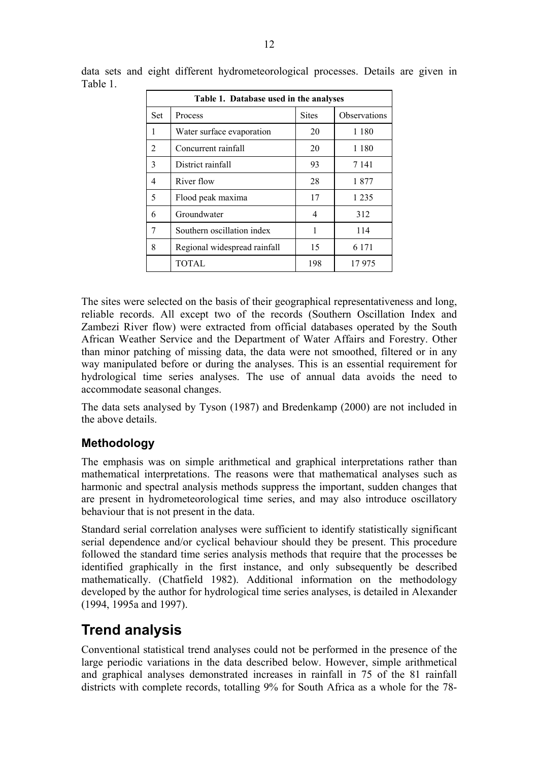data sets and eight different hydrometeorological processes. Details are given in Table 1.

| Table 1. Database used in the analyses | | | |
|---|---|---|---|
| Set | Process | Sites | Observations |
| 1 | Water surface evaporation | 20 | 1 180 |
| 2 | Concurrent rainfall | 20 | 1 180 |
| 3 | District rainfall | 93 | 7 141 |
| 4 | River flow | 28 | 1 877 |
| 5 | Flood peak maxima | 17 | 1 235 |
| 6 | Groundwater | 4 | 312 |
| 7 | Southern oscillation index | 1 | 114 |
| 8 | Regional widespread rainfall | 15 | 6 171 |
| | TOTAL | 198 | 17 975 |

The sites were selected on the basis of their geographical representativeness and long, reliable records. All except two of the records (Southern Oscillation Index and Zambezi River flow) were extracted from official databases operated by the South African Weather Service and the Department of Water Affairs and Forestry. Other than minor patching of missing data, the data were not smoothed, filtered or in any way manipulated before or during the analyses. This is an essential requirement for hydrological time series analyses. The use of annual data avoids the need to accommodate seasonal changes.

The data sets analysed by Tyson (1987) and Bredenkamp (2000) are not included in the above details.

### Methodology

The emphasis was on simple arithmetical and graphical interpretations rather than mathematical interpretations. The reasons were that mathematical analyses such as harmonic and spectral analysis methods suppress the important, sudden changes that are present in hydrometeorological time series, and may also introduce oscillatory behaviour that is not present in the data.

Standard serial correlation analyses were sufficient to identify statistically significant serial dependence and/or cyclical behaviour should they be present. This procedure followed the standard time series analysis methods that require that the processes be identified graphically in the first instance, and only subsequently be described mathematically. (Chatfield 1982). Additional information on the methodology developed by the author for hydrological time series analyses, is detailed in Alexander (1994, 1995a and 1997).

## Trend analysis

Conventional statistical trend analyses could not be performed in the presence of the large periodic variations in the data described below. However, simple arithmetical and graphical analyses demonstrated increases in rainfall in 75 of the 81 rainfall districts with complete records, totalling 9% for South Africa as a whole for the 78-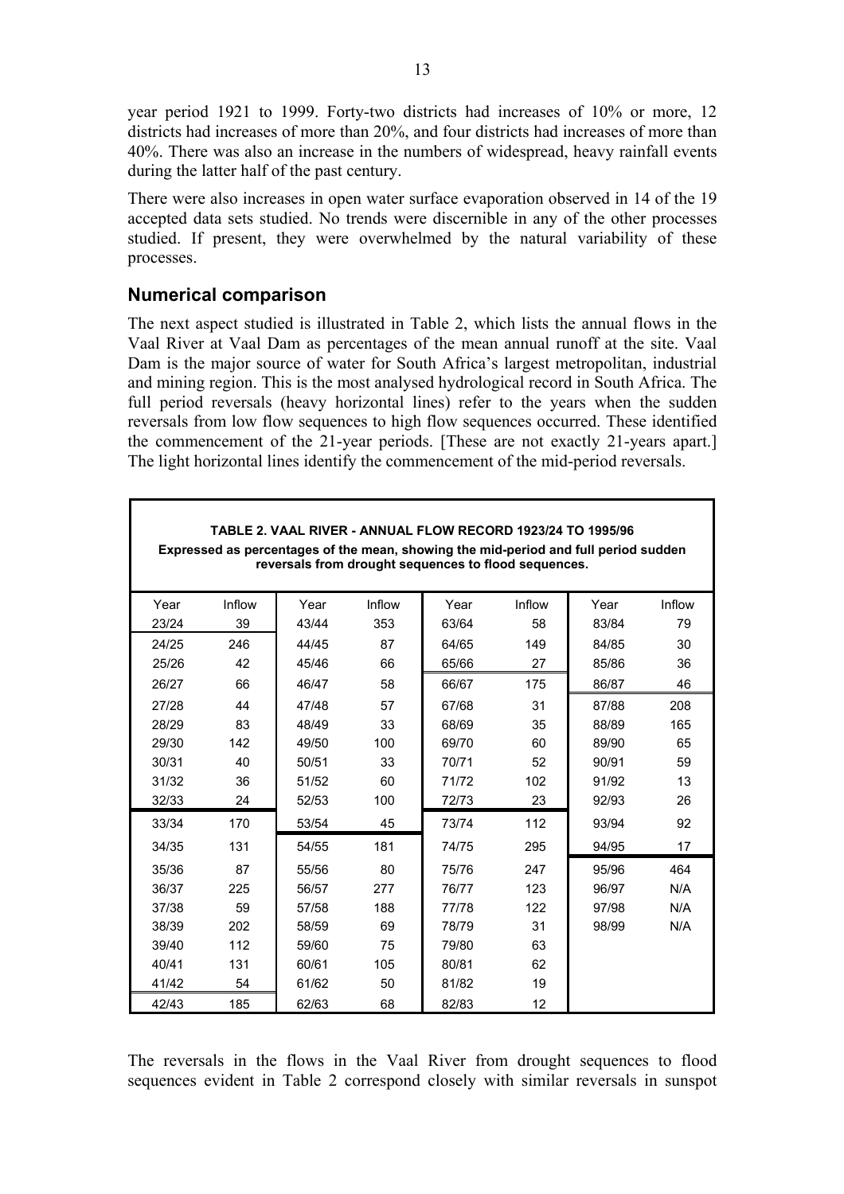year period 1921 to 1999. Forty-two districts had increases of 10% or more, 12 districts had increases of more than 20%, and four districts had increases of more than 40%. There was also an increase in the numbers of widespread, heavy rainfall events during the latter half of the past century.

There were also increases in open water surface evaporation observed in 14 of the 19 accepted data sets studied. No trends were discernible in any of the other processes studied. If present, they were overwhelmed by the natural variability of these processes.

## Numerical comparison

The next aspect studied is illustrated in Table 2, which lists the annual flows in the Vaal River at Vaal Dam as percentages of the mean annual runoff at the site. Vaal Dam is the major source of water for South Africa's largest metropolitan, industrial and mining region. This is the most analysed hydrological record in South Africa. The full period reversals (heavy horizontal lines) refer to the years when the sudden reversals from low flow sequences to high flow sequences occurred. These identified the commencement of the 21-year periods. [These are not exactly 21-years apart.] The light horizontal lines identify the commencement of the mid-period reversals.

**TABLE 2. VAAL RIVER - ANNUAL FLOW RECORD 1923/24 TO 1995/96**

**Expressed as percentages of the mean, showing the mid-period and full period sudden reversals from drought sequences to flood sequences.**

| Year | Inflow | Year | Inflow | Year | Inflow | Year | Inflow |
|---|---|---|---|---|---|---|---|
| 23/24 | 39 | 43/44 | 353 | 63/64 | 58 | 83/84 | 79 |
| 24/25 | 246 | 44/45 | 87 | 64/65 | 149 | 84/85 | 30 |
| 25/26 | 42 | 45/46 | 66 | 65/66 | 27 | 85/86 | 36 |
| 26/27 | 66 | 46/47 | 58 | 66/67 | 175 | 86/87 | 46 |
| 27/28 | 44 | 47/48 | 57 | 67/68 | 31 | 87/88 | 208 |
| 28/29 | 83 | 48/49 | 33 | 68/69 | 35 | 88/89 | 165 |
| 29/30 | 142 | 49/50 | 100 | 69/70 | 60 | 89/90 | 65 |
| 30/31 | 40 | 50/51 | 33 | 70/71 | 52 | 90/91 | 59 |
| 31/32 | 36 | 51/52 | 60 | 71/72 | 102 | 91/92 | 13 |
| 32/33 | 24 | 52/53 | 100 | 72/73 | 23 | 92/93 | 26 |
| 33/34 | 170 | 53/54 | 45 | 73/74 | 112 | 93/94 | 92 |
| 34/35 | 131 | 54/55 | 181 | 74/75 | 295 | 94/95 | 17 |
| 35/36 | 87 | 55/56 | 80 | 75/76 | 247 | 95/96 | 464 |
| 36/37 | 225 | 56/57 | 277 | 76/77 | 123 | 96/97 | N/A |
| 37/38 | 59 | 57/58 | 188 | 77/78 | 122 | 97/98 | N/A |
| 38/39 | 202 | 58/59 | 69 | 78/79 | 31 | 98/99 | N/A |
| 39/40 | 112 | 59/60 | 75 | 79/80 | 63 | | |
| 40/41 | 131 | 60/61 | 105 | 80/81 | 62 | | |
| 41/42 | 54 | 61/62 | 50 | 81/82 | 19 | | |
| 42/43 | 185 | 62/63 | 68 | 82/83 | 12 | | |

The reversals in the flows in the Vaal River from drought sequences to flood sequences evident in Table 2 correspond closely with similar reversals in sunspot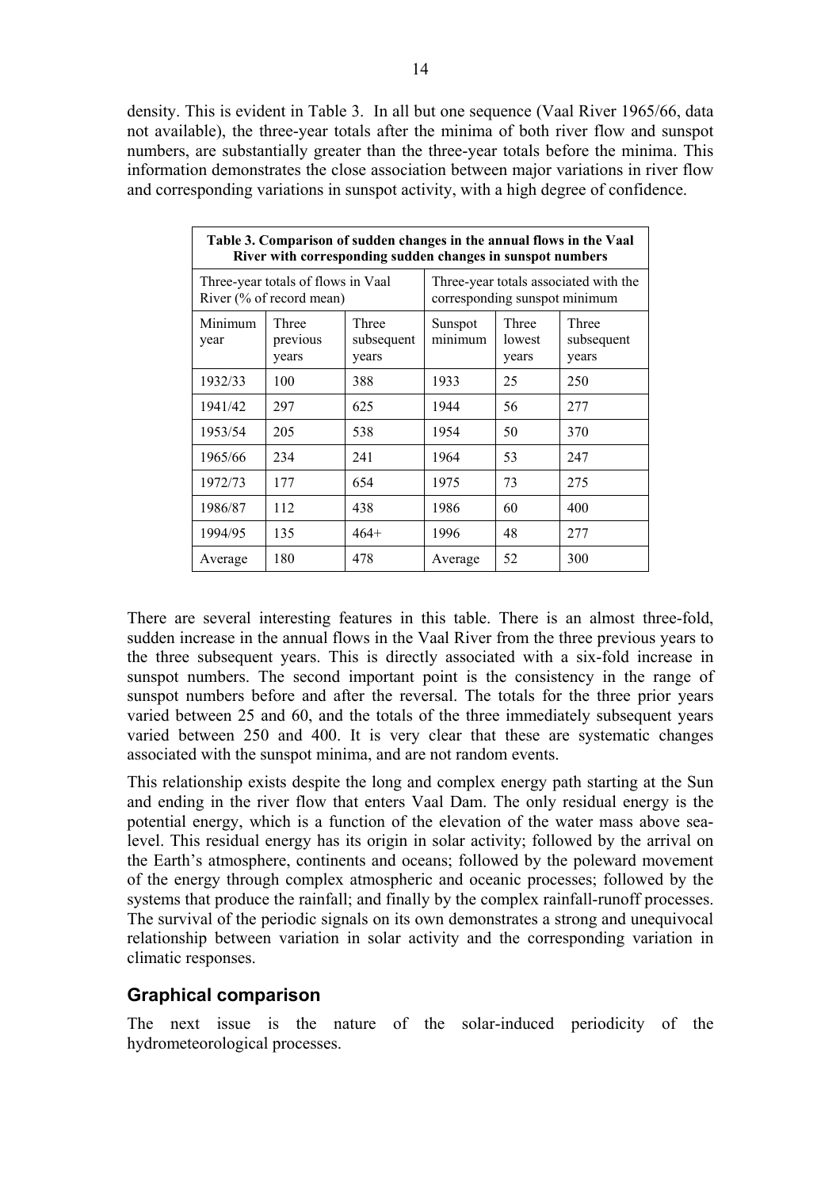density. This is evident in Table 3. In all but one sequence (Vaal River 1965/66, data not available), the three-year totals after the minima of both river flow and sunspot numbers, are substantially greater than the three-year totals before the minima. This information demonstrates the close association between major variations in river flow and corresponding variations in sunspot activity, with a high degree of confidence.

**Table 3. Comparison of sudden changes in the annual flows in the Vaal River with corresponding sudden changes in sunspot numbers**

| Three-year totals of flows in Vaal River (% of record mean) | | | Three-year totals associated with the corresponding sunspot minimum | | |
|---|---|---|---|---|---|
| Minimum year | Three previous years | Three subsequent years | Sunspot minimum | Three lowest years | Three subsequent years |
| 1932/33 | 100 | 388 | 1933 | 25 | 250 |
| 1941/42 | 297 | 625 | 1944 | 56 | 277 |
| 1953/54 | 205 | 538 | 1954 | 50 | 370 |
| 1965/66 | 234 | 241 | 1964 | 53 | 247 |
| 1972/73 | 177 | 654 | 1975 | 73 | 275 |
| 1986/87 | 112 | 438 | 1986 | 60 | 400 |
| 1994/95 | 135 | 464+ | 1996 | 48 | 277 |
| Average | 180 | 478 | Average | 52 | 300 |

There are several interesting features in this table. There is an almost three-fold, sudden increase in the annual flows in the Vaal River from the three previous years to the three subsequent years. This is directly associated with a six-fold increase in sunspot numbers. The second important point is the consistency in the range of sunspot numbers before and after the reversal. The totals for the three prior years varied between 25 and 60, and the totals of the three immediately subsequent years varied between 250 and 400. It is very clear that these are systematic changes associated with the sunspot minima, and are not random events.

This relationship exists despite the long and complex energy path starting at the Sun and ending in the river flow that enters Vaal Dam. The only residual energy is the potential energy, which is a function of the elevation of the water mass above sea-level. This residual energy has its origin in solar activity; followed by the arrival on the Earth's atmosphere, continents and oceans; followed by the poleward movement of the energy through complex atmospheric and oceanic processes; followed by the systems that produce the rainfall; and finally by the complex rainfall-runoff processes. The survival of the periodic signals on its own demonstrates a strong and unequivocal relationship between variation in solar activity and the corresponding variation in climatic responses.

## Graphical comparison

The next issue is the nature of the solar-induced periodicity of the hydrometeorological processes.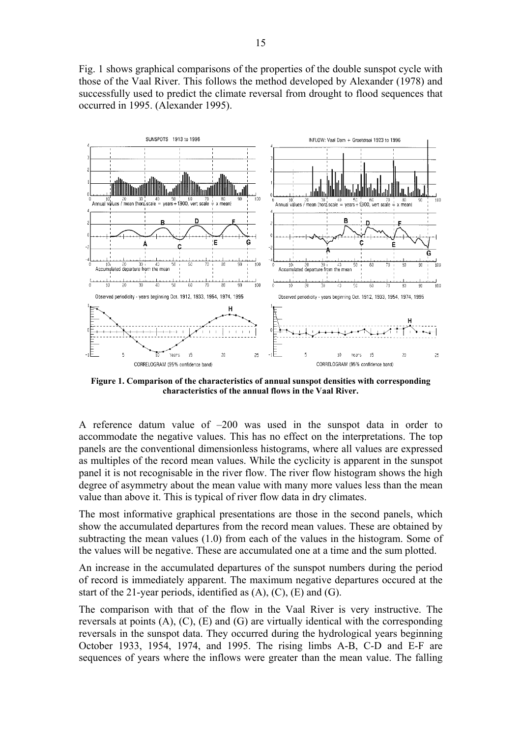Fig. 1 shows graphical comparisons of the properties of the double sunspot cycle with those of the Vaal River. This follows the method developed by Alexander (1978) and successfully used to predict the climate reversal from drought to flood sequences that occurred in 1995. (Alexander 1995).

**Figure 1. Comparison of the characteristics of annual sunspot densities with corresponding characteristics of the annual flows in the Vaal River.**

A reference datum value of –200 was used in the sunspot data in order to accommodate the negative values. This has no effect on the interpretations. The top panels are the conventional dimensionless histograms, where all values are expressed as multiples of the record mean values. While the cyclicity is apparent in the sunspot panel it is not recognisable in the river flow. The river flow histogram shows the high degree of asymmetry about the mean value with many more values less than the mean value than above it. This is typical of river flow data in dry climates.

The most informative graphical presentations are those in the second panels, which show the accumulated departures from the record mean values. These are obtained by subtracting the mean values (1.0) from each of the values in the histogram. Some of the values will be negative. These are accumulated one at a time and the sum plotted.

An increase in the accumulated departures of the sunspot numbers during the period of record is immediately apparent. The maximum negative departures occured at the start of the 21-year periods, identified as (A), (C), (E) and (G).

The comparison with that of the flow in the Vaal River is very instructive. The reversals at points (A), (C), (E) and (G) are virtually identical with the corresponding reversals in the sunspot data. They occurred during the hydrological years beginning October 1933, 1954, 1974, and 1995. The rising limbs A-B, C-D and E-F are sequences of years where the inflows were greater than the mean value. The falling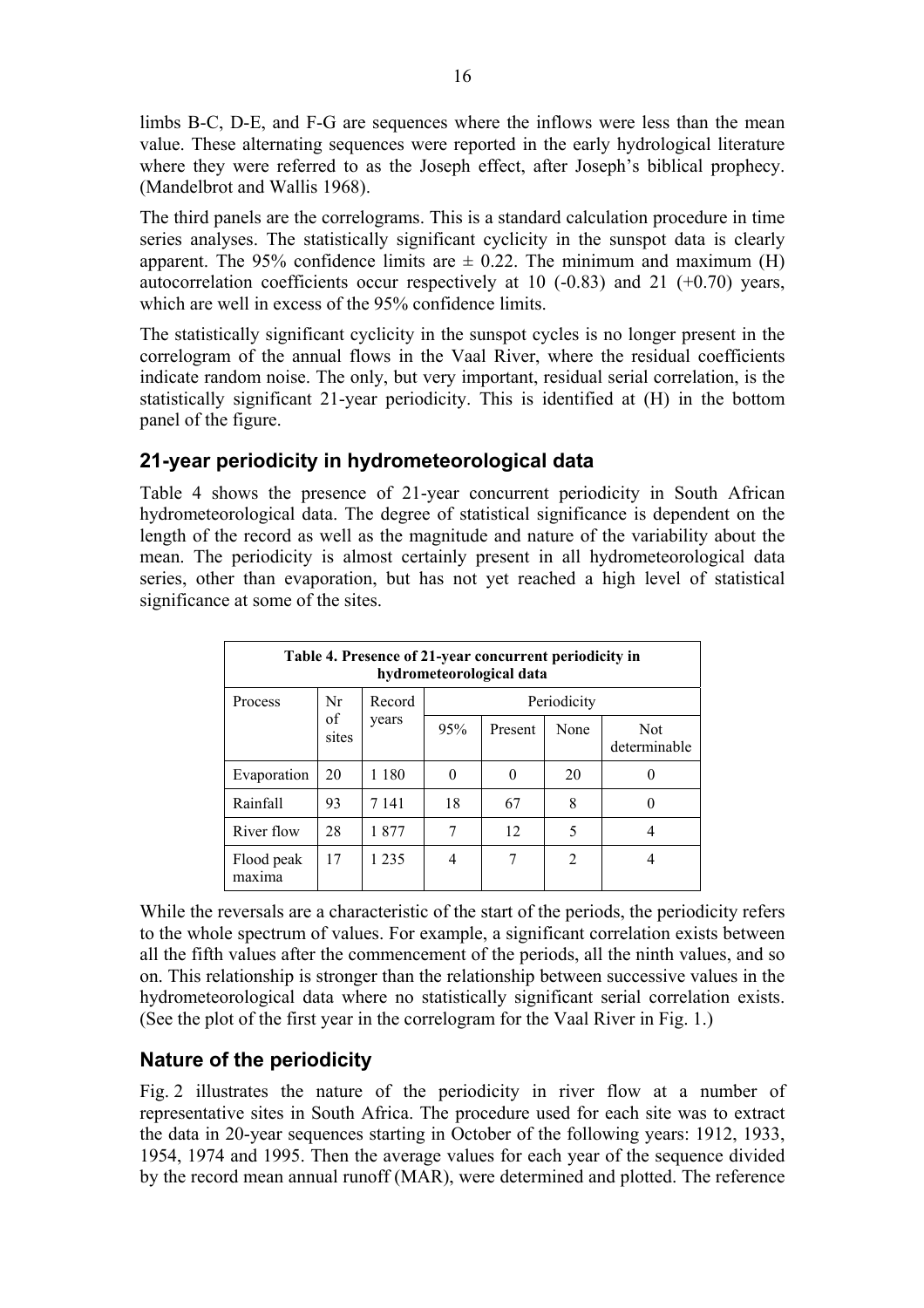limbs B-C, D-E, and F-G are sequences where the inflows were less than the mean value. These alternating sequences were reported in the early hydrological literature where they were referred to as the Joseph effect, after Joseph's biblical prophecy. (Mandelbrot and Wallis 1968).

The third panels are the correlograms. This is a standard calculation procedure in time series analyses. The statistically significant cyclicity in the sunspot data is clearly apparent. The 95% confidence limits are ± 0.22. The minimum and maximum (H) autocorrelation coefficients occur respectively at 10 (-0.83) and 21 (+0.70) years, which are well in excess of the 95% confidence limits.

The statistically significant cyclicity in the sunspot cycles is no longer present in the correlogram of the annual flows in the Vaal River, where the residual coefficients indicate random noise. The only, but very important, residual serial correlation, is the statistically significant 21-year periodicity. This is identified at (H) in the bottom panel of the figure.

## 21-year periodicity in hydrometeorological data

Table 4 shows the presence of 21-year concurrent periodicity in South African hydrometeorological data. The degree of statistical significance is dependent on the length of the record as well as the magnitude and nature of the variability about the mean. The periodicity is almost certainly present in all hydrometeorological data series, other than evaporation, but has not yet reached a high level of statistical significance at some of the sites.

**Table 4. Presence of 21-year concurrent periodicity in hydrometeorological data**

| Process | Nr of sites | Record years | Periodicity | | | |
|---|---|---|---|---|---|---|
| | | | 95% | Present | None | Not determinable |
| Evaporation | 20 | 1 180 | 0 | 0 | 20 | 0 |
| Rainfall | 93 | 7 141 | 18 | 67 | 8 | 0 |
| River flow | 28 | 1 877 | 7 | 12 | 5 | 4 |
| Flood peak maxima | 17 | 1 235 | 4 | 7 | 2 | 4 |

While the reversals are a characteristic of the start of the periods, the periodicity refers to the whole spectrum of values. For example, a significant correlation exists between all the fifth values after the commencement of the periods, all the ninth values, and so on. This relationship is stronger than the relationship between successive values in the hydrometeorological data where no statistically significant serial correlation exists. (See the plot of the first year in the correlogram for the Vaal River in Fig. 1.)

## Nature of the periodicity

Fig. 2 illustrates the nature of the periodicity in river flow at a number of representative sites in South Africa. The procedure used for each site was to extract the data in 20-year sequences starting in October of the following years: 1912, 1933, 1954, 1974 and 1995. Then the average values for each year of the sequence divided by the record mean annual runoff (MAR), were determined and plotted. The reference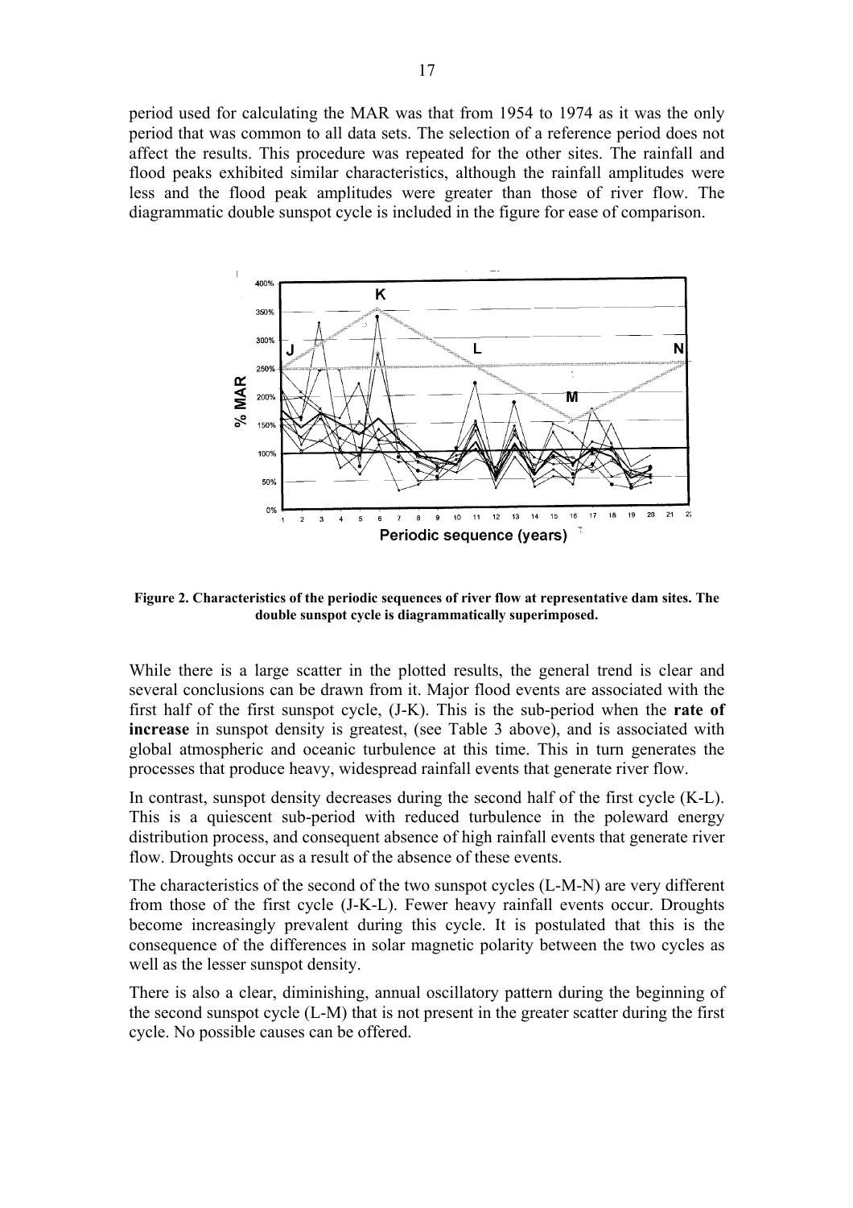period used for calculating the MAR was that from 1954 to 1974 as it was the only period that was common to all data sets. The selection of a reference period does not affect the results. This procedure was repeated for the other sites. The rainfall and flood peaks exhibited similar characteristics, although the rainfall amplitudes were less and the flood peak amplitudes were greater than those of river flow. The diagrammatic double sunspot cycle is included in the figure for ease of comparison.

**Figure 2. Characteristics of the periodic sequences of river flow at representative dam sites. The double sunspot cycle is diagrammatically superimposed.**

While there is a large scatter in the plotted results, the general trend is clear and several conclusions can be drawn from it. Major flood events are associated with the first half of the first sunspot cycle, (J-K). This is the sub-period when the **rate of increase** in sunspot density is greatest, (see Table 3 above), and is associated with global atmospheric and oceanic turbulence at this time. This in turn generates the processes that produce heavy, widespread rainfall events that generate river flow.

In contrast, sunspot density decreases during the second half of the first cycle (K-L). This is a quiescent sub-period with reduced turbulence in the poleward energy distribution process, and consequent absence of high rainfall events that generate river flow. Droughts occur as a result of the absence of these events.

The characteristics of the second of the two sunspot cycles (L-M-N) are very different from those of the first cycle (J-K-L). Fewer heavy rainfall events occur. Droughts become increasingly prevalent during this cycle. It is postulated that this is the consequence of the differences in solar magnetic polarity between the two cycles as well as the lesser sunspot density.

There is also a clear, diminishing, annual oscillatory pattern during the beginning of the second sunspot cycle (L-M) that is not present in the greater scatter during the first cycle. No possible causes can be offered.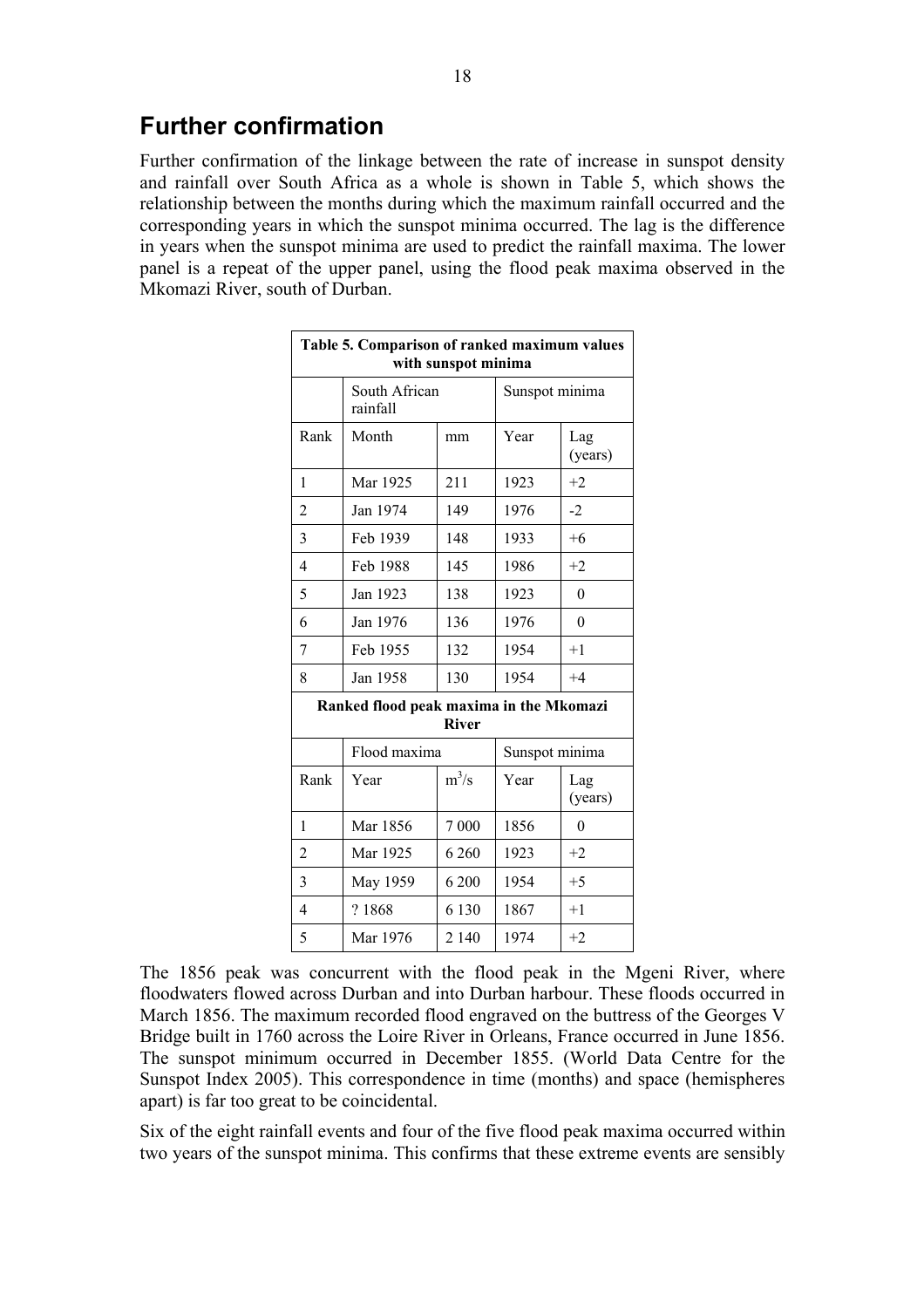## Further confirmation

Further confirmation of the linkage between the rate of increase in sunspot density and rainfall over South Africa as a whole is shown in Table 5, which shows the relationship between the months during which the maximum rainfall occurred and the corresponding years in which the sunspot minima occurred. The lag is the difference in years when the sunspot minima are used to predict the rainfall maxima. The lower panel is a repeat of the upper panel, using the flood peak maxima observed in the Mkomazi River, south of Durban.

**Table 5. Comparison of ranked maximum values with sunspot minima**

| | South African rainfall | | Sunspot minima | |
|---|---|---|---|---|
| Rank | Month | mm | Year | Lag (years) |
| 1 | Mar 1925 | 211 | 1923 | +2 |
| 2 | Jan 1974 | 149 | 1976 | -2 |
| 3 | Feb 1939 | 148 | 1933 | +6 |
| 4 | Feb 1988 | 145 | 1986 | +2 |
| 5 | Jan 1923 | 138 | 1923 | 0 |
| 6 | Jan 1976 | 136 | 1976 | 0 |
| 7 | Feb 1955 | 132 | 1954 | +1 |
| 8 | Jan 1958 | 130 | 1954 | +4 |
| **Ranked flood peak maxima in the Mkomazi River** | | | | |
| | Flood maxima | | Sunspot minima | |
| Rank | Year | $m^3/s$ | Year | Lag (years) |
| 1 | Mar 1856 | 7 000 | 1856 | 0 |
| 2 | Mar 1925 | 6 260 | 1923 | +2 |
| 3 | May 1959 | 6 200 | 1954 | +5 |
| 4 | ? 1868 | 6 130 | 1867 | +1 |
| 5 | Mar 1976 | 2 140 | 1974 | +2 |

The 1856 peak was concurrent with the flood peak in the Mgeni River, where floodwaters flowed across Durban and into Durban harbour. These floods occurred in March 1856. The maximum recorded flood engraved on the buttress of the Georges V Bridge built in 1760 across the Loire River in Orleans, France occurred in June 1856. The sunspot minimum occurred in December 1855. (World Data Centre for the Sunspot Index 2005). This correspondence in time (months) and space (hemispheres apart) is far too great to be coincidental.

Six of the eight rainfall events and four of the five flood peak maxima occurred within two years of the sunspot minima. This confirms that these extreme events are sensibly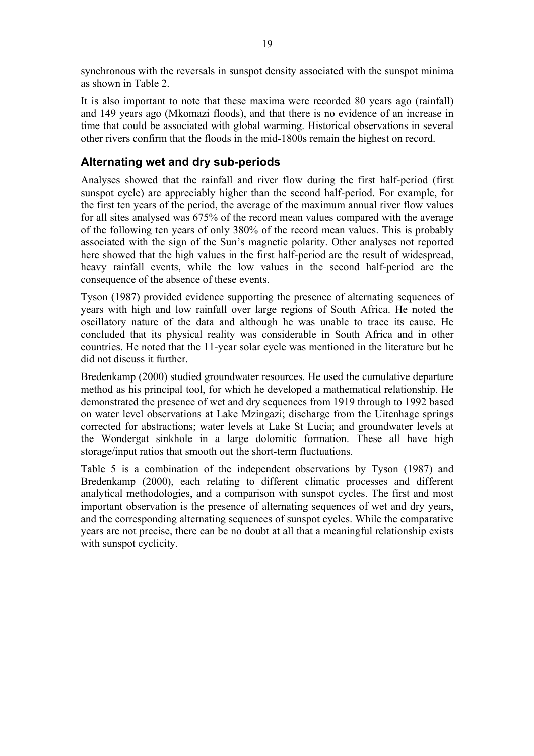synchronous with the reversals in sunspot density associated with the sunspot minima as shown in Table 2.

It is also important to note that these maxima were recorded 80 years ago (rainfall) and 149 years ago (Mkomazi floods), and that there is no evidence of an increase in time that could be associated with global warming. Historical observations in several other rivers confirm that the floods in the mid-1800s remain the highest on record.

## Alternating wet and dry sub-periods

Analyses showed that the rainfall and river flow during the first half-period (first sunspot cycle) are appreciably higher than the second half-period. For example, for the first ten years of the period, the average of the maximum annual river flow values for all sites analysed was 675% of the record mean values compared with the average of the following ten years of only 380% of the record mean values. This is probably associated with the sign of the Sun's magnetic polarity. Other analyses not reported here showed that the high values in the first half-period are the result of widespread, heavy rainfall events, while the low values in the second half-period are the consequence of the absence of these events.

Tyson (1987) provided evidence supporting the presence of alternating sequences of years with high and low rainfall over large regions of South Africa. He noted the oscillatory nature of the data and although he was unable to trace its cause. He concluded that its physical reality was considerable in South Africa and in other countries. He noted that the 11-year solar cycle was mentioned in the literature but he did not discuss it further.

Bredenkamp (2000) studied groundwater resources. He used the cumulative departure method as his principal tool, for which he developed a mathematical relationship. He demonstrated the presence of wet and dry sequences from 1919 through to 1992 based on water level observations at Lake Mzingazi; discharge from the Uitenhage springs corrected for abstractions; water levels at Lake St Lucia; and groundwater levels at the Wondergat sinkhole in a large dolomitic formation. These all have high storage/input ratios that smooth out the short-term fluctuations.

Table 5 is a combination of the independent observations by Tyson (1987) and Bredenkamp (2000), each relating to different climatic processes and different analytical methodologies, and a comparison with sunspot cycles. The first and most important observation is the presence of alternating sequences of wet and dry years, and the corresponding alternating sequences of sunspot cycles. While the comparative years are not precise, there can be no doubt at all that a meaningful relationship exists with sunspot cyclicity.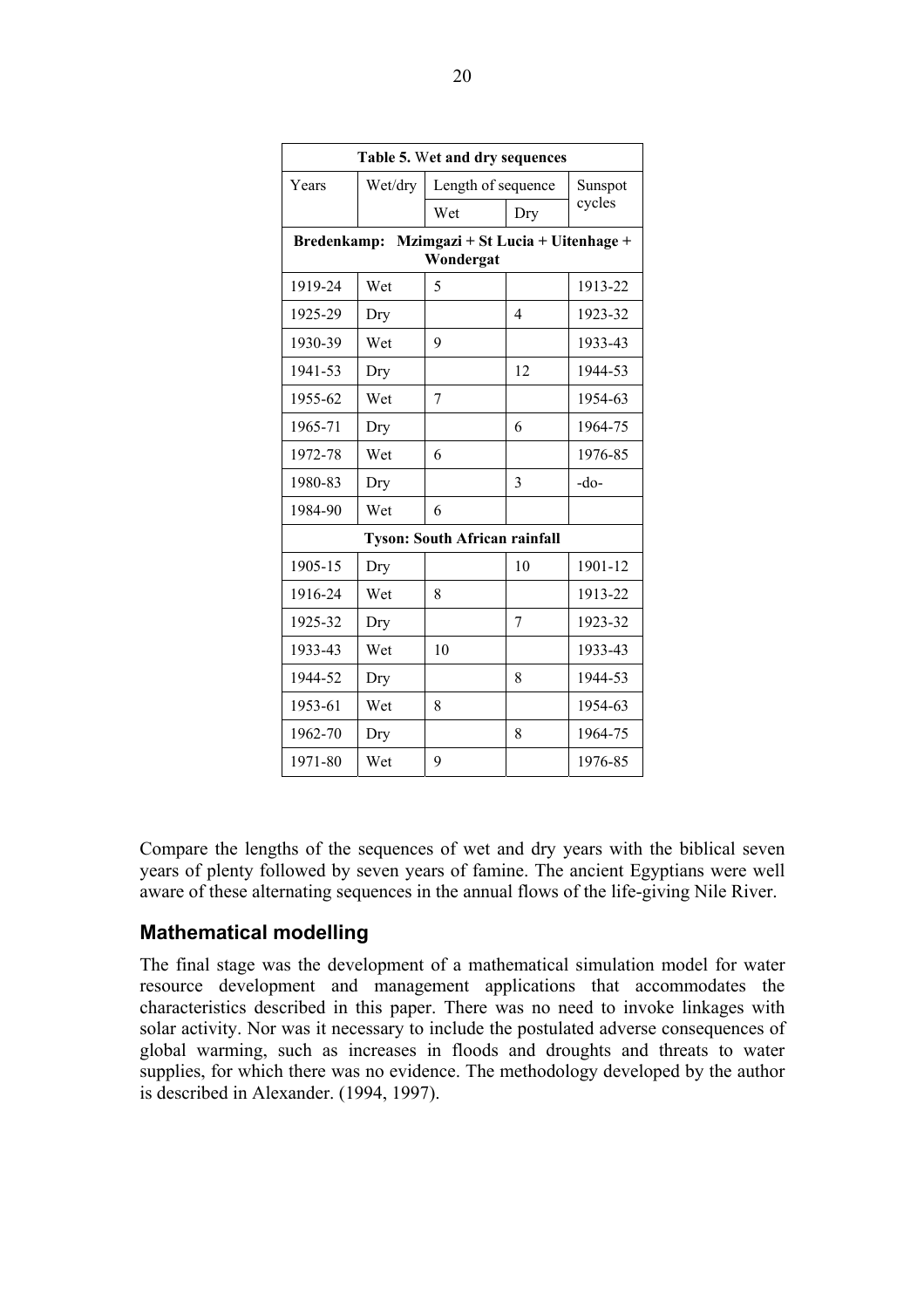| Table 5. Wet and dry sequences | | | | |
|---|---|---|---|---|
| Years | Wet/dry | Length of sequence | | Sunspot cycles |
| | | Wet | Dry | |
| **Bredenkamp: Mzimgazi + St Lucia + Uitenhage + Wondergat** | | | | |
| 1919-24 | Wet | 5 | | 1913-22 |
| 1925-29 | Dry | | 4 | 1923-32 |
| 1930-39 | Wet | 9 | | 1933-43 |
| 1941-53 | Dry | | 12 | 1944-53 |
| 1955-62 | Wet | 7 | | 1954-63 |
| 1965-71 | Dry | | 6 | 1964-75 |
| 1972-78 | Wet | 6 | | 1976-85 |
| 1980-83 | Dry | | 3 | -do- |
| 1984-90 | Wet | 6 | | |
| **Tyson: South African rainfall** | | | | |
| 1905-15 | Dry | | 10 | 1901-12 |
| 1916-24 | Wet | 8 | | 1913-22 |
| 1925-32 | Dry | | 7 | 1923-32 |
| 1933-43 | Wet | 10 | | 1933-43 |
| 1944-52 | Dry | | 8 | 1944-53 |
| 1953-61 | Wet | 8 | | 1954-63 |
| 1962-70 | Dry | | 8 | 1964-75 |
| 1971-80 | Wet | 9 | | 1976-85 |

Compare the lengths of the sequences of wet and dry years with the biblical seven years of plenty followed by seven years of famine. The ancient Egyptians were well aware of these alternating sequences in the annual flows of the life-giving Nile River.

## Mathematical modelling

The final stage was the development of a mathematical simulation model for water resource development and management applications that accommodates the characteristics described in this paper. There was no need to invoke linkages with solar activity. Nor was it necessary to include the postulated adverse consequences of global warming, such as increases in floods and droughts and threats to water supplies, for which there was no evidence. The methodology developed by the author is described in Alexander. (1994, 1997).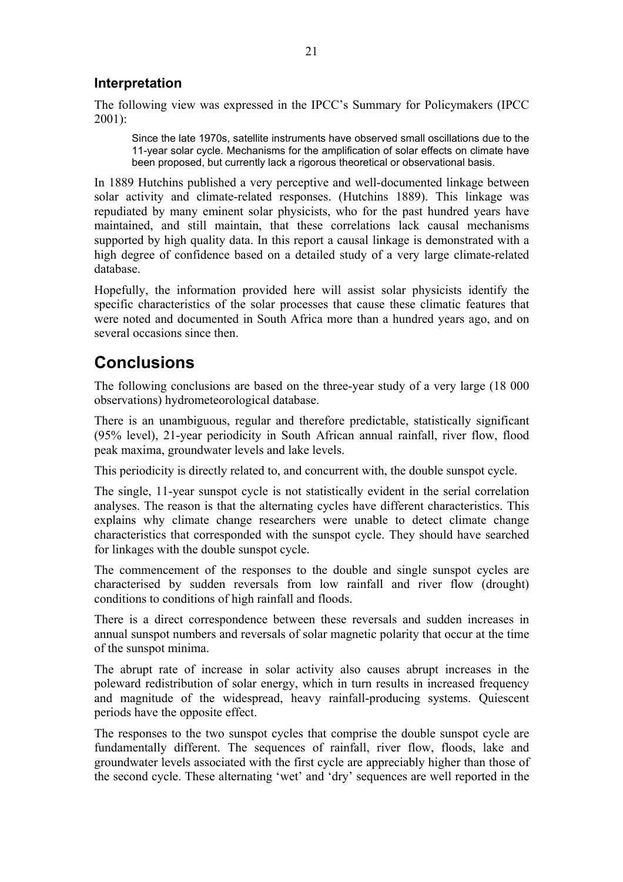### Interpretation

The following view was expressed in the IPCC's Summary for Policymakers (IPCC 2001):

> Since the late 1970s, satellite instruments have observed small oscillations due to the 11-year solar cycle. Mechanisms for the amplification of solar effects on climate have been proposed, but currently lack a rigorous theoretical or observational basis.

In 1889 Hutchins published a very perceptive and well-documented linkage between solar activity and climate-related responses. (Hutchins 1889). This linkage was repudiated by many eminent solar physicists, who for the past hundred years have maintained, and still maintain, that these correlations lack causal mechanisms supported by high quality data. In this report a causal linkage is demonstrated with a high degree of confidence based on a detailed study of a very large climate-related database.

Hopefully, the information provided here will assist solar physicists identify the specific characteristics of the solar processes that cause these climatic features that were noted and documented in South Africa more than a hundred years ago, and on several occasions since then.

## Conclusions

The following conclusions are based on the three-year study of a very large (18 000 observations) hydrometeorological database.

There is an unambiguous, regular and therefore predictable, statistically significant (95% level), 21-year periodicity in South African annual rainfall, river flow, flood peak maxima, groundwater levels and lake levels.

This periodicity is directly related to, and concurrent with, the double sunspot cycle.

The single, 11-year sunspot cycle is not statistically evident in the serial correlation analyses. The reason is that the alternating cycles have different characteristics. This explains why climate change researchers were unable to detect climate change characteristics that corresponded with the sunspot cycle. They should have searched for linkages with the double sunspot cycle.

The commencement of the responses to the double and single sunspot cycles are characterised by sudden reversals from low rainfall and river flow (drought) conditions to conditions of high rainfall and floods.

There is a direct correspondence between these reversals and sudden increases in annual sunspot numbers and reversals of solar magnetic polarity that occur at the time of the sunspot minima.

The abrupt rate of increase in solar activity also causes abrupt increases in the poleward redistribution of solar energy, which in turn results in increased frequency and magnitude of the widespread, heavy rainfall-producing systems. Quiescent periods have the opposite effect.

The responses to the two sunspot cycles that comprise the double sunspot cycle are fundamentally different. The sequences of rainfall, river flow, floods, lake and groundwater levels associated with the first cycle are appreciably higher than those of the second cycle. These alternating 'wet' and 'dry' sequences are well reported in the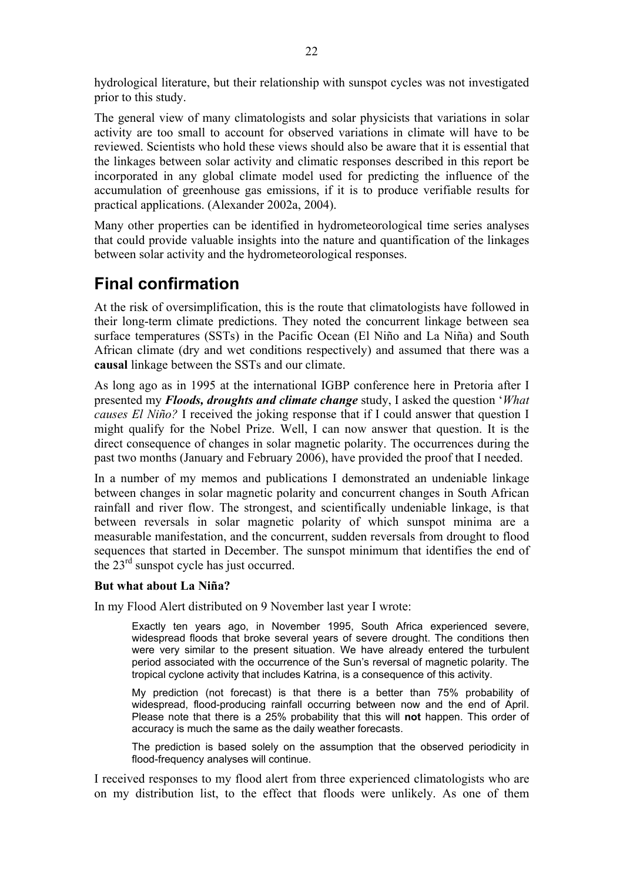hydrological literature, but their relationship with sunspot cycles was not investigated prior to this study.

The general view of many climatologists and solar physicists that variations in solar activity are too small to account for observed variations in climate will have to be reviewed. Scientists who hold these views should also be aware that it is essential that the linkages between solar activity and climatic responses described in this report be incorporated in any global climate model used for predicting the influence of the accumulation of greenhouse gas emissions, if it is to produce verifiable results for practical applications. (Alexander 2002a, 2004).

Many other properties can be identified in hydrometeorological time series analyses that could provide valuable insights into the nature and quantification of the linkages between solar activity and the hydrometeorological responses.

## Final confirmation

At the risk of oversimplification, this is the route that climatologists have followed in their long-term climate predictions. They noted the concurrent linkage between sea surface temperatures (SSTs) in the Pacific Ocean (El Niño and La Niña) and South African climate (dry and wet conditions respectively) and assumed that there was a **causal** linkage between the SSTs and our climate.

As long ago as in 1995 at the international IGBP conference here in Pretoria after I presented my ***Floods, droughts and climate change*** study, I asked the question '*What causes El Niño?* I received the joking response that if I could answer that question I might qualify for the Nobel Prize. Well, I can now answer that question. It is the direct consequence of changes in solar magnetic polarity. The occurrences during the past two months (January and February 2006), have provided the proof that I needed.

In a number of my memos and publications I demonstrated an undeniable linkage between changes in solar magnetic polarity and concurrent changes in South African rainfall and river flow. The strongest, and scientifically undeniable linkage, is that between reversals in solar magnetic polarity of which sunspot minima are a measurable manifestation, and the concurrent, sudden reversals from drought to flood sequences that started in December. The sunspot minimum that identifies the end of the 23rd sunspot cycle has just occurred.

**But what about La Niña?**

In my Flood Alert distributed on 9 November last year I wrote:

> Exactly ten years ago, in November 1995, South Africa experienced severe, widespread floods that broke several years of severe drought. The conditions then were very similar to the present situation. We have already entered the turbulent period associated with the occurrence of the Sun's reversal of magnetic polarity. The tropical cyclone activity that includes Katrina, is a consequence of this activity.
>
> My prediction (not forecast) is that there is a better than 75% probability of widespread, flood-producing rainfall occurring between now and the end of April. Please note that there is a 25% probability that this will **not** happen. This order of accuracy is much the same as the daily weather forecasts.
>
> The prediction is based solely on the assumption that the observed periodicity in flood-frequency analyses will continue.

I received responses to my flood alert from three experienced climatologists who are on my distribution list, to the effect that floods were unlikely. As one of them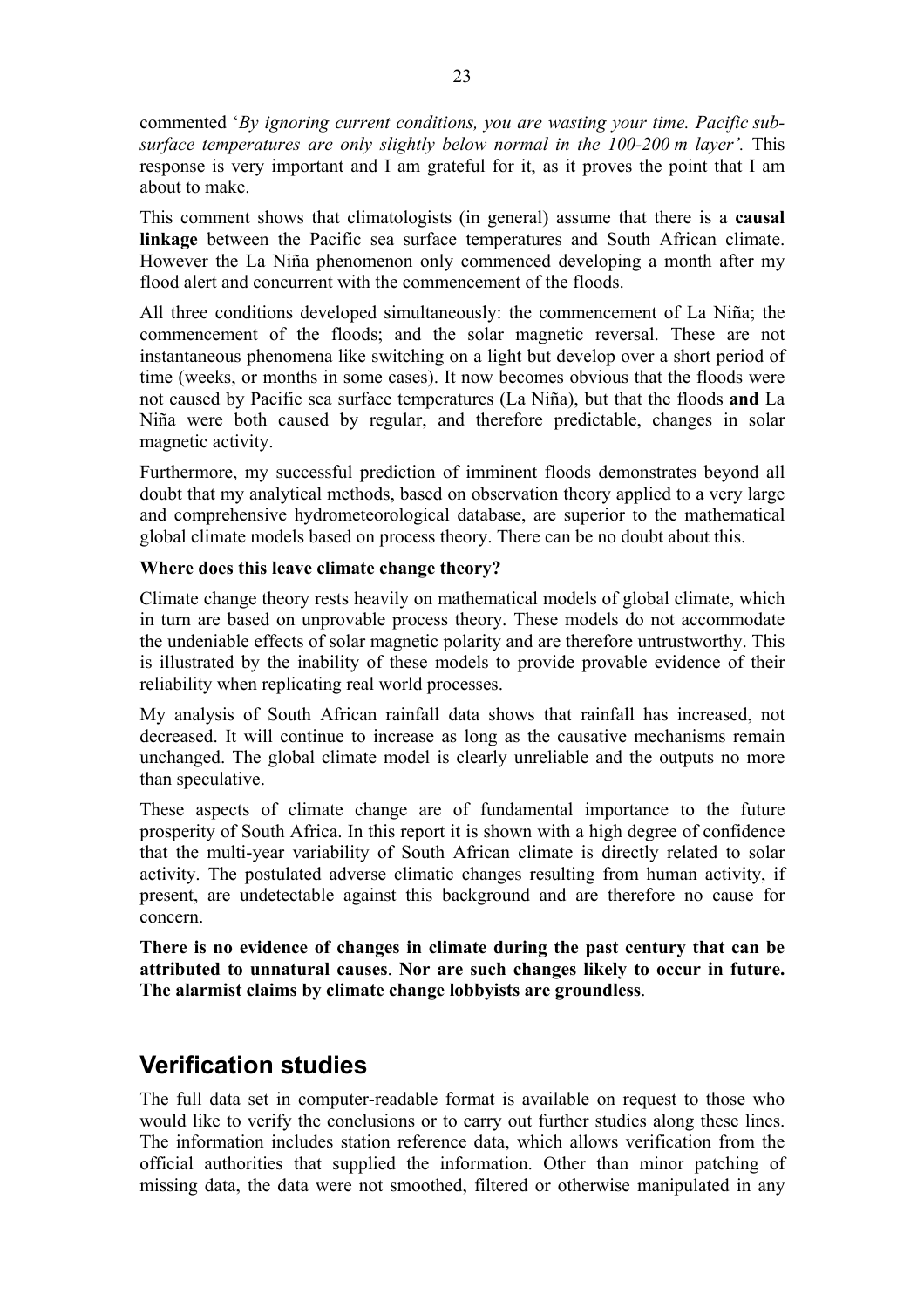commented '*By ignoring current conditions, you are wasting your time. Pacific sub-surface temperatures are only slightly below normal in the 100-200 m layer'.* This response is very important and I am grateful for it, as it proves the point that I am about to make.

This comment shows that climatologists (in general) assume that there is a **causal linkage** between the Pacific sea surface temperatures and South African climate. However the La Niña phenomenon only commenced developing a month after my flood alert and concurrent with the commencement of the floods.

All three conditions developed simultaneously: the commencement of La Niña; the commencement of the floods; and the solar magnetic reversal. These are not instantaneous phenomena like switching on a light but develop over a short period of time (weeks, or months in some cases). It now becomes obvious that the floods were not caused by Pacific sea surface temperatures (La Niña), but that the floods **and** La Niña were both caused by regular, and therefore predictable, changes in solar magnetic activity.

Furthermore, my successful prediction of imminent floods demonstrates beyond all doubt that my analytical methods, based on observation theory applied to a very large and comprehensive hydrometeorological database, are superior to the mathematical global climate models based on process theory. There can be no doubt about this.

**Where does this leave climate change theory?**

Climate change theory rests heavily on mathematical models of global climate, which in turn are based on unprovable process theory. These models do not accommodate the undeniable effects of solar magnetic polarity and are therefore untrustworthy. This is illustrated by the inability of these models to provide provable evidence of their reliability when replicating real world processes.

My analysis of South African rainfall data shows that rainfall has increased, not decreased. It will continue to increase as long as the causative mechanisms remain unchanged. The global climate model is clearly unreliable and the outputs no more than speculative.

These aspects of climate change are of fundamental importance to the future prosperity of South Africa. In this report it is shown with a high degree of confidence that the multi-year variability of South African climate is directly related to solar activity. The postulated adverse climatic changes resulting from human activity, if present, are undetectable against this background and are therefore no cause for concern.

**There is no evidence of changes in climate during the past century that can be attributed to unnatural causes**. **Nor are such changes likely to occur in future. The alarmist claims by climate change lobbyists are groundless**.

## Verification studies

The full data set in computer-readable format is available on request to those who would like to verify the conclusions or to carry out further studies along these lines. The information includes station reference data, which allows verification from the official authorities that supplied the information. Other than minor patching of missing data, the data were not smoothed, filtered or otherwise manipulated in any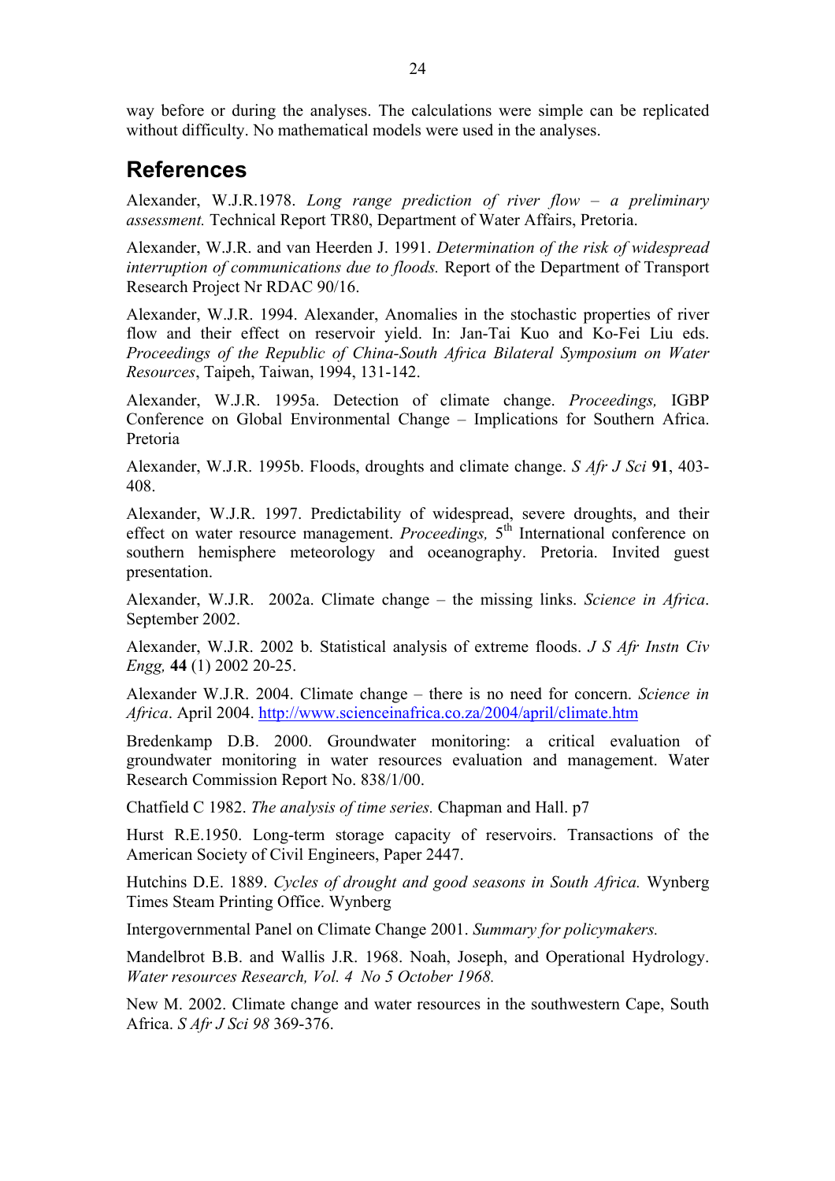way before or during the analyses. The calculations were simple can be replicated without difficulty. No mathematical models were used in the analyses.

## References

Alexander, W.J.R.1978. *Long range prediction of river flow – a preliminary assessment.* Technical Report TR80, Department of Water Affairs, Pretoria.

Alexander, W.J.R. and van Heerden J. 1991. *Determination of the risk of widespread interruption of communications due to floods.* Report of the Department of Transport Research Project Nr RDAC 90/16.

Alexander, W.J.R. 1994. Alexander, Anomalies in the stochastic properties of river flow and their effect on reservoir yield. In: Jan-Tai Kuo and Ko-Fei Liu eds. *Proceedings of the Republic of China-South Africa Bilateral Symposium on Water Resources*, Taipeh, Taiwan, 1994, 131-142.

Alexander, W.J.R. 1995a. Detection of climate change. *Proceedings,* IGBP Conference on Global Environmental Change – Implications for Southern Africa. Pretoria

Alexander, W.J.R. 1995b. Floods, droughts and climate change. *S Afr J Sci* **91**, 403-408.

Alexander, W.J.R. 1997. Predictability of widespread, severe droughts, and their effect on water resource management. *Proceedings,* 5th International conference on southern hemisphere meteorology and oceanography. Pretoria. Invited guest presentation.

Alexander, W.J.R. 2002a. Climate change – the missing links. *Science in Africa*. September 2002.

Alexander, W.J.R. 2002 b. Statistical analysis of extreme floods. *J S Afr Instn Civ Engg,* **44** (1) 2002 20-25.

Alexander W.J.R. 2004. Climate change – there is no need for concern. *Science in Africa*. April 2004. http://www.scienceinafrica.co.za/2004/april/climate.htm

Bredenkamp D.B. 2000. Groundwater monitoring: a critical evaluation of groundwater monitoring in water resources evaluation and management. Water Research Commission Report No. 838/1/00.

Chatfield C 1982. *The analysis of time series.* Chapman and Hall. p7

Hurst R.E.1950. Long-term storage capacity of reservoirs. Transactions of the American Society of Civil Engineers, Paper 2447.

Hutchins D.E. 1889. *Cycles of drought and good seasons in South Africa.* Wynberg Times Steam Printing Office. Wynberg

Intergovernmental Panel on Climate Change 2001. *Summary for policymakers.*

Mandelbrot B.B. and Wallis J.R. 1968. Noah, Joseph, and Operational Hydrology. *Water resources Research, Vol. 4 No 5 October 1968.*

New M. 2002. Climate change and water resources in the southwestern Cape, South Africa. *S Afr J Sci 98* 369-376.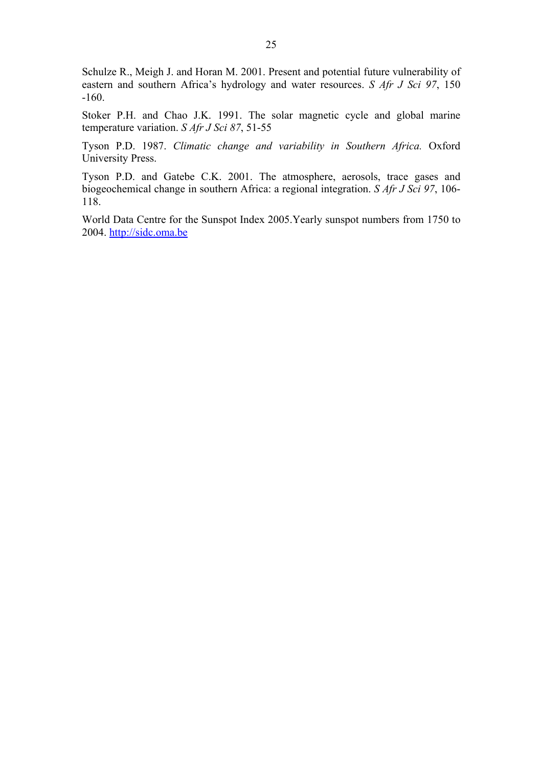Schulze R., Meigh J. and Horan M. 2001. Present and potential future vulnerability of eastern and southern Africa's hydrology and water resources. *S Afr J Sci 97*, 150 -160.

Stoker P.H. and Chao J.K. 1991. The solar magnetic cycle and global marine temperature variation. *S Afr J Sci 87*, 51-55

Tyson P.D. 1987. *Climatic change and variability in Southern Africa.* Oxford University Press.

Tyson P.D. and Gatebe C.K. 2001. The atmosphere, aerosols, trace gases and biogeochemical change in southern Africa: a regional integration. *S Afr J Sci 97*, 106-118.

World Data Centre for the Sunspot Index 2005.Yearly sunspot numbers from 1750 to 2004. [http://sidc.oma.be](http://sidc.oma.be)